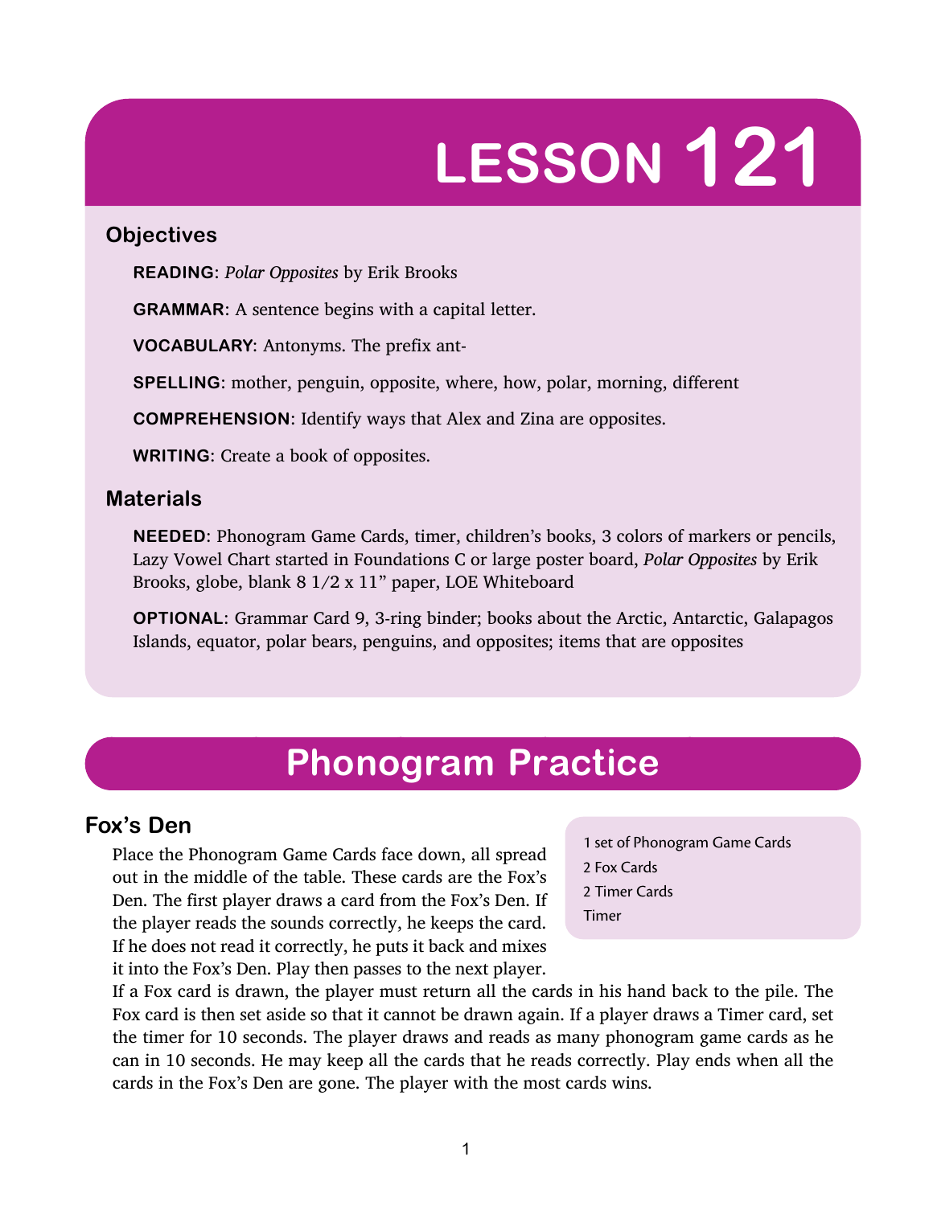# LESSON 121

## Objectives

**READING**: *Polar Opposites* by Erik Brooks

**GRAMMAR**: A sentence begins with a capital letter.

**VOCABULARY**: Antonyms. The prefix ant-

**SPELLING**: mother, penguin, opposite, where, how, polar, morning, different

**COMPREHENSION**: Identify ways that Alex and Zina are opposites.

**WRITING**: Create a book of opposites.

## Materials

**NEEDED**: Phonogram Game Cards, timer, children's books, 3 colors of markers or pencils, Lazy Vowel Chart started in Foundations C or large poster board, *Polar Opposites* by Erik Brooks, globe, blank 8 1/2 x 11" paper, LOE Whiteboard

**OPTIONAL**: Grammar Card 9, 3-ring binder; books about the Arctic, Antarctic, Galapagos Islands, equator, polar bears, penguins, and opposites; items that are opposites

# Phonogram Practice

## Fox's Den

1 set of Phonogram Game Cards
2 Fox Cards
2 Timer Cards
Timer

Place the Phonogram Game Cards face down, all spread out in the middle of the table. These cards are the Fox's Den. The first player draws a card from the Fox's Den. If the player reads the sounds correctly, he keeps the card. If he does not read it correctly, he puts it back and mixes it into the Fox's Den. Play then passes to the next player. If a Fox card is drawn, the player must return all the cards in his hand back to the pile. The Fox card is then set aside so that it cannot be drawn again. If a player draws a Timer card, set the timer for 10 seconds. The player draws and reads as many phonogram game cards as he can in 10 seconds. He may keep all the cards that he reads correctly. Play ends when all the cards in the Fox's Den are gone. The player with the most cards wins.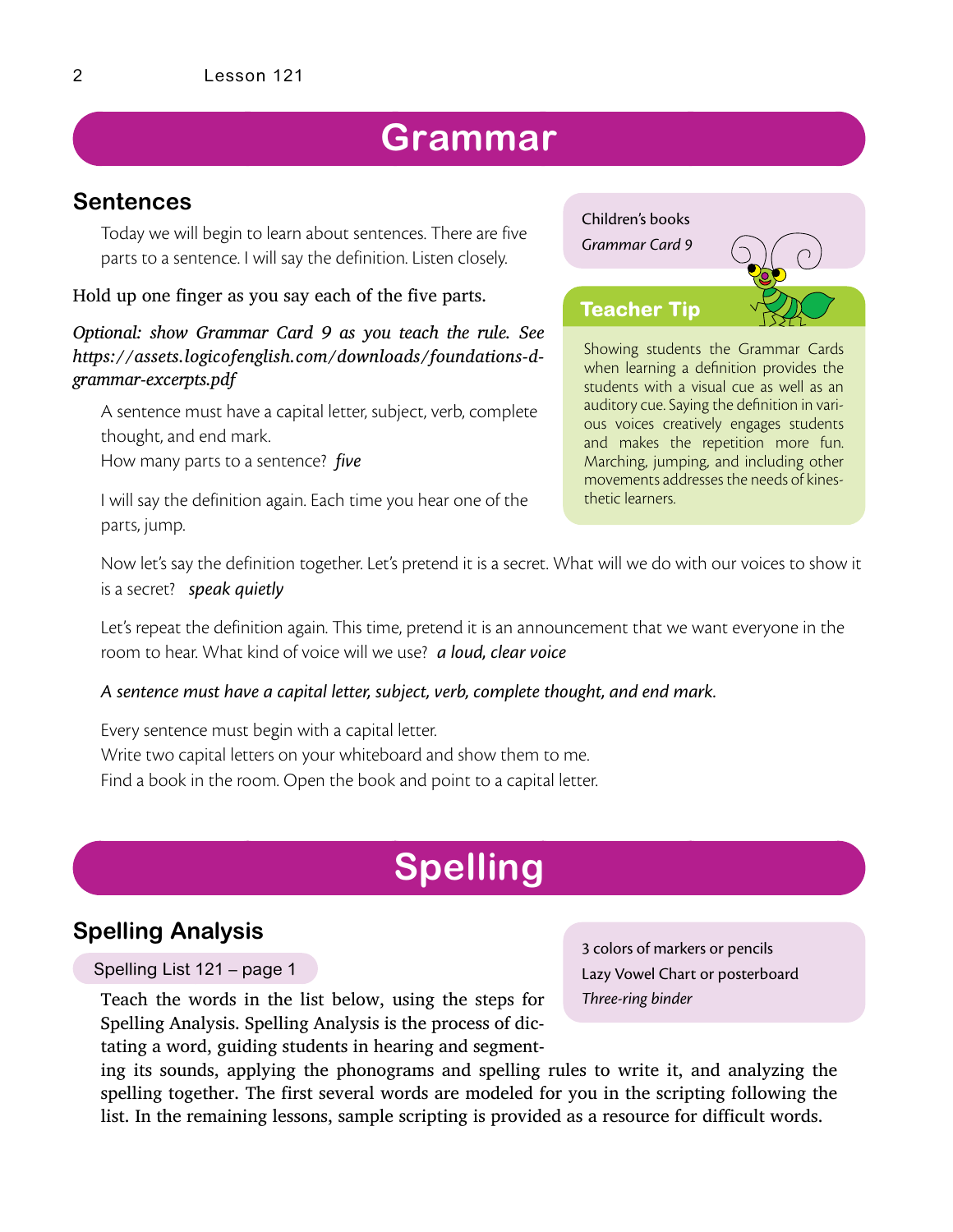# Grammar

## Sentences

Today we will begin to learn about sentences. There are five parts to a sentence. I will say the definition. Listen closely.

Hold up one finger as you say each of the five parts.

*Optional: show Grammar Card 9 as you teach the rule. See https://assets.logicofenglish.com/downloads/foundations-d-grammar-excerpts.pdf*

A sentence must have a capital letter, subject, verb, complete thought, and end mark.
How many parts to a sentence? *five*

I will say the definition again. Each time you hear one of the parts, jump.

Children's books
*Grammar Card 9*

**Teacher Tip**

Showing students the Grammar Cards when learning a definition provides the students with a visual cue as well as an auditory cue. Saying the definition in various voices creatively engages students and makes the repetition more fun. Marching, jumping, and including other movements addresses the needs of kinesthetic learners.

Now let's say the definition together. Let's pretend it is a secret. What will we do with our voices to show it is a secret? *speak quietly*

Let's repeat the definition again. This time, pretend it is an announcement that we want everyone in the room to hear. What kind of voice will we use? *a loud, clear voice*

*A sentence must have a capital letter, subject, verb, complete thought, and end mark.*

Every sentence must begin with a capital letter.
Write two capital letters on your whiteboard and show them to me.
Find a book in the room. Open the book and point to a capital letter.

# Spelling

## Spelling Analysis

Spelling List 121 – page 1

3 colors of markers or pencils
Lazy Vowel Chart or posterboard
*Three-ring binder*

Teach the words in the list below, using the steps for Spelling Analysis. Spelling Analysis is the process of dictating a word, guiding students in hearing and segmenting its sounds, applying the phonograms and spelling rules to write it, and analyzing the spelling together. The first several words are modeled for you in the scripting following the list. In the remaining lessons, sample scripting is provided as a resource for difficult words.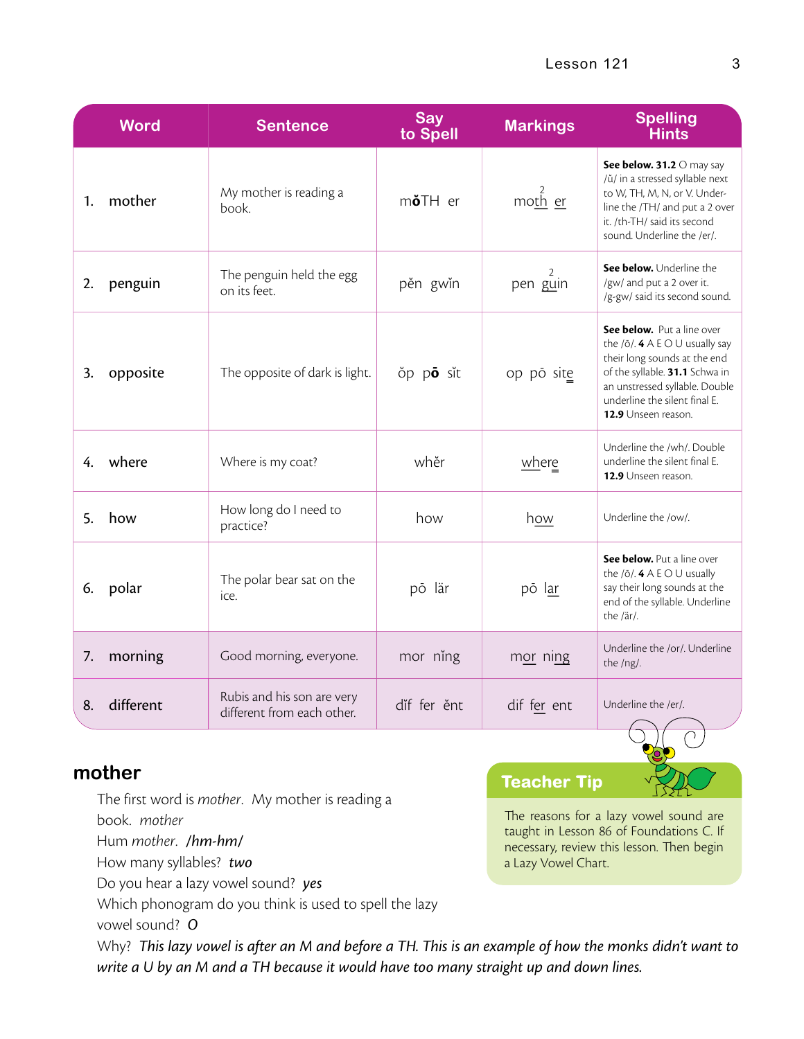| Word | Sentence | Say to Spell | Markings | Spelling Hints |
|---|---|---|---|---|
| 1. mother | My mother is reading a book. | mŏTH er | moth er (2 over th) | **See below. 31.2** O may say /ŭ/ in a stressed syllable next to W, TH, M, N, or V. Underline the /TH/ and put a 2 over it. /th-TH/ said its second sound. Underline the /er/. |
| 2. penguin | The penguin held the egg on its feet. | pĕn gwĭn | pen guin (2 over gu) | **See below.** Underline the /gw/ and put a 2 over it. /g-gw/ said its second sound. |
| 3. opposite | The opposite of dark is light. | ŏp pō sĭt | op pō site | **See below.** Put a line over the /ō/. **4** A E O U usually say their long sounds at the end of the syllable. **31.1** Schwa in an unstressed syllable. Double underline the silent final E. **12.9** Unseen reason. |
| 4. where | Where is my coat? | whĕr | where | Underline the /wh/. Double underline the silent final E. **12.9** Unseen reason. |
| 5. how | How long do I need to practice? | how | how | Underline the /ow/. |
| 6. polar | The polar bear sat on the ice. | pō lär | pō lar | **See below.** Put a line over the /ō/. **4** A E O U usually say their long sounds at the end of the syllable. Underline the /är/. |
| 7. morning | Good morning, everyone. | mor nĭng | mor ning | Underline the /or/. Underline the /ng/. |
| 8. different | Rubis and his son are very different from each other. | dĭf fer ĕnt | dif fer ent | Underline the /er/. |

## mother

The first word is *mother*. My mother is reading a book. *mother*

Hum *mother*. */hm-hm/*

How many syllables? *two*

Do you hear a lazy vowel sound? *yes*

Which phonogram do you think is used to spell the lazy vowel sound? *O*

Why? *This lazy vowel is after an M and before a TH. This is an example of how the monks didn't want to write a U by an M and a TH because it would have too many straight up and down lines.*

**Teacher Tip**

The reasons for a lazy vowel sound are taught in Lesson 86 of Foundations C. If necessary, review this lesson. Then begin a Lazy Vowel Chart.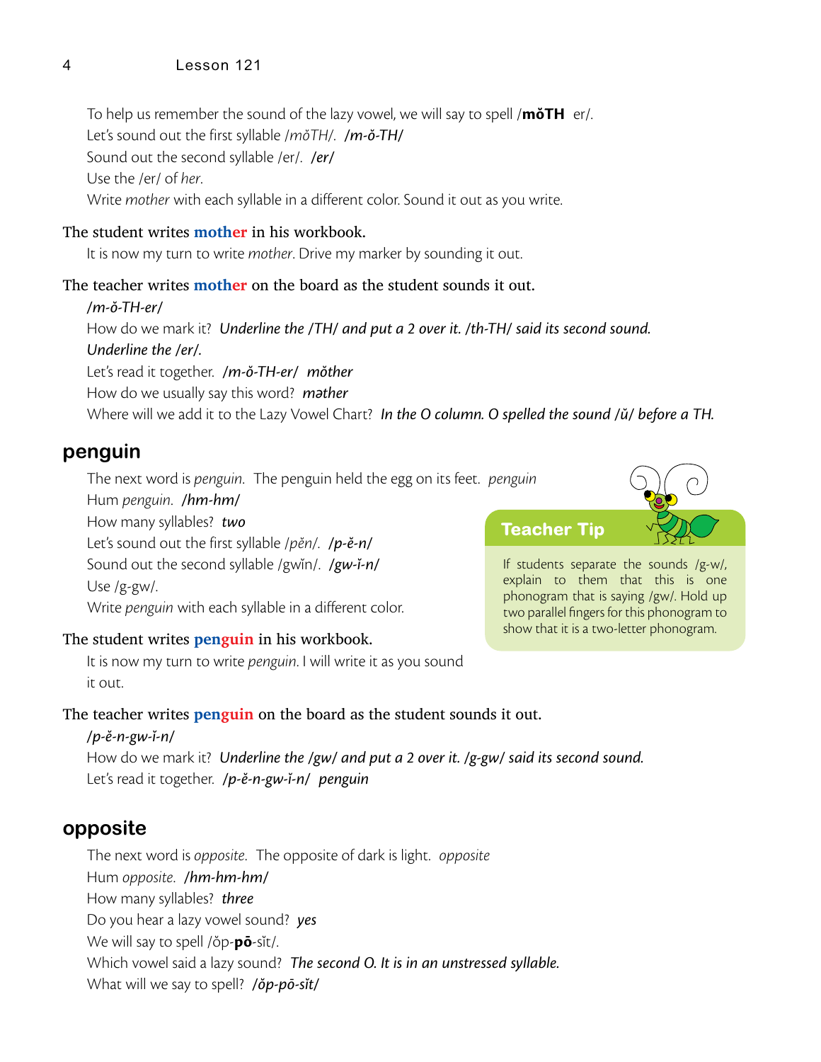To help us remember the sound of the lazy vowel, we will say to spell /**mŏTH** er/.
Let's sound out the first syllable /*mŏTH*/. ***/m-ŏ-TH/***
Sound out the second syllable /er/. ***/er/***
Use the /er/ of *her*.
Write *mother* with each syllable in a different color. Sound it out as you write.

**The student writes mother in his workbook.**

It is now my turn to write *mother*. Drive my marker by sounding it out.

**The teacher writes mother on the board as the student sounds it out.**

***/m-ŏ-TH-er/***
How do we mark it? ***Underline the /TH/ and put a 2 over it. /th-TH/ said its second sound.***
***Underline the /er/.***
Let's read it together. ***/m-ŏ-TH-er/ mŏther***
How do we usually say this word? ***məther***
Where will we add it to the Lazy Vowel Chart? ***In the O column. O spelled the sound /ŭ/ before a TH.***

## penguin

The next word is *penguin*. The penguin held the egg on its feet. *penguin*
Hum *penguin*. ***/hm-hm/***
How many syllables? ***two***
Let's sound out the first syllable /*pĕn*/. ***/p-ĕ-n/***
Sound out the second syllable /gwĭn/. ***/gw-ĭ-n/***
Use /g-gw/.
Write *penguin* with each syllable in a different color.

**The student writes penguin in his workbook.**

It is now my turn to write *penguin*. I will write it as you sound it out.

**The teacher writes penguin on the board as the student sounds it out.**

***/p-ĕ-n-gw-ĭ-n/***
How do we mark it? ***Underline the /gw/ and put a 2 over it. /g-gw/ said its second sound.***
Let's read it together. ***/p-ĕ-n-gw-ĭ-n/ penguin***

> **Teacher Tip**
>
> If students separate the sounds /g-w/, explain to them that this is one phonogram that is saying /gw/. Hold up two parallel fingers for this phonogram to show that it is a two-letter phonogram.

## opposite

The next word is *opposite*. The opposite of dark is light. *opposite*
Hum *opposite*. ***/hm-hm-hm/***
How many syllables? ***three***
Do you hear a lazy vowel sound? ***yes***
We will say to spell /ŏp-**pō**-sĭt/.
Which vowel said a lazy sound? ***The second O. It is in an unstressed syllable.***
What will we say to spell? ***/ŏp-pō-sĭt/***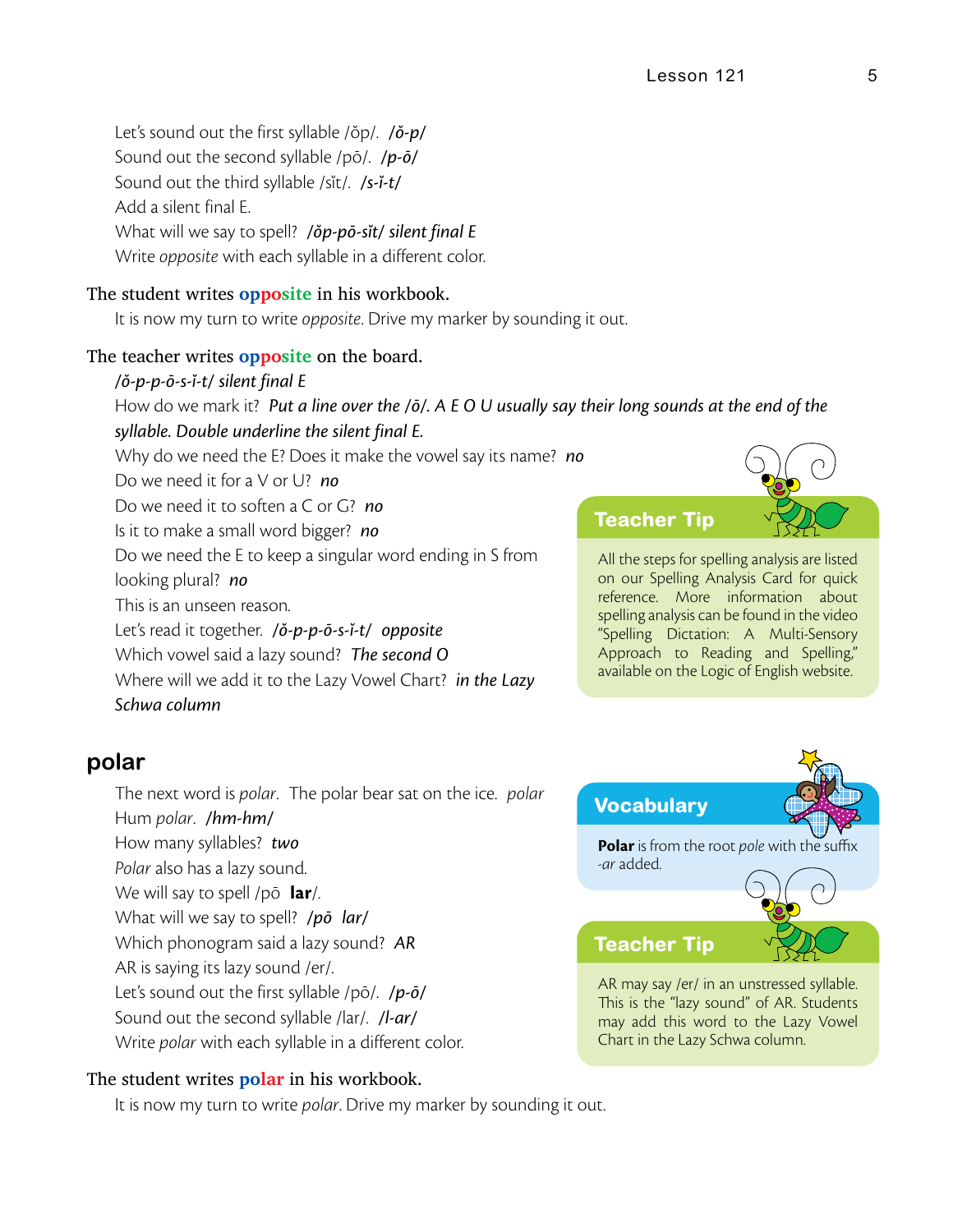Let's sound out the first syllable /ŏp/. ***/ŏ-p/***
Sound out the second syllable /pō/. ***/p-ō/***
Sound out the third syllable /sĭt/. ***/s-ĭ-t/***
Add a silent final E.
What will we say to spell? ***/ŏp-pō-sĭt/ silent final E***
Write *opposite* with each syllable in a different color.

The student writes **opposite** in his workbook.

It is now my turn to write *opposite*. Drive my marker by sounding it out.

The teacher writes **opposite** on the board.

*/ŏ-p-p-ō-s-ĭ-t/ silent final E*
How do we mark it? *Put a line over the /ō/. A E O U usually say their long sounds at the end of the syllable. Double underline the silent final E.*
Why do we need the E? Does it make the vowel say its name? ***no***
Do we need it for a V or U? ***no***
Do we need it to soften a C or G? ***no***
Is it to make a small word bigger? ***no***
Do we need the E to keep a singular word ending in S from looking plural? ***no***
This is an unseen reason.
Let's read it together. ***/ŏ-p-p-ō-s-ĭ-t/ opposite***
Which vowel said a lazy sound? *The second O*
Where will we add it to the Lazy Vowel Chart? *in the Lazy Schwa column*

> **Teacher Tip**
>
> All the steps for spelling analysis are listed on our Spelling Analysis Card for quick reference. More information about spelling analysis can be found in the video "Spelling Dictation: A Multi-Sensory Approach to Reading and Spelling," available on the Logic of English website.

## polar

The next word is *polar*. The polar bear sat on the ice. *polar*
Hum *polar*. ***/hm-hm/***
How many syllables? ***two***
*Polar* also has a lazy sound.
We will say to spell /pō **lar**/.
What will we say to spell? ***/pō lar/***
Which phonogram said a lazy sound? *AR*
AR is saying its lazy sound /er/.
Let's sound out the first syllable /pō/. ***/p-ō/***
Sound out the second syllable /lar/. ***/l-ar/***
Write *polar* with each syllable in a different color.

> **Vocabulary**
>
> **Polar** is from the root *pole* with the suffix *-ar* added.

> **Teacher Tip**
>
> AR may say /er/ in an unstressed syllable. This is the "lazy sound" of AR. Students may add this word to the Lazy Vowel Chart in the Lazy Schwa column.

The student writes **polar** in his workbook.

It is now my turn to write *polar*. Drive my marker by sounding it out.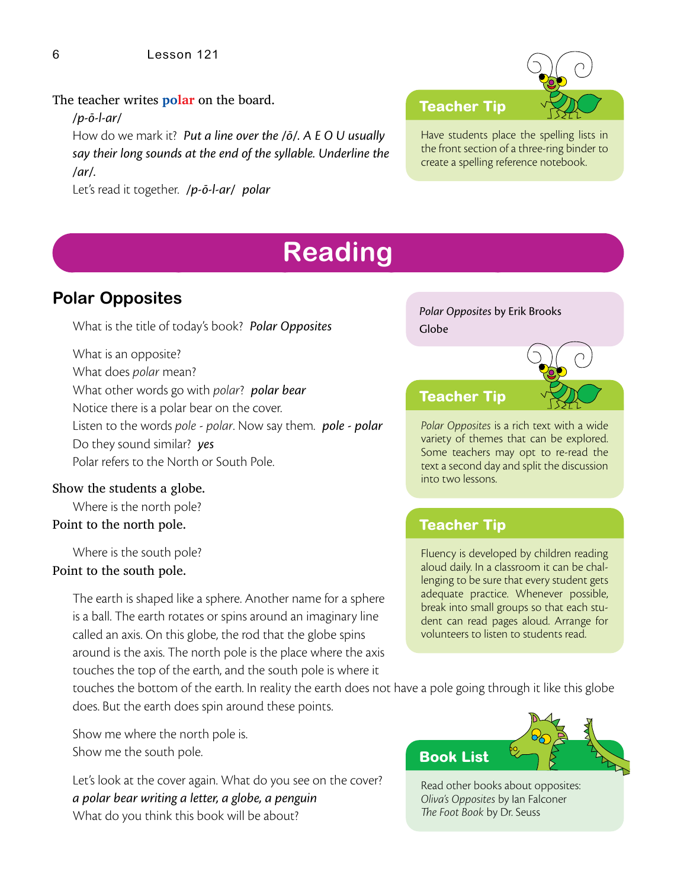The teacher writes **polar** on the board.

*/p-ō-l-ar/*

How do we mark it? ***Put a line over the /ō/. A E O U usually say their long sounds at the end of the syllable. Underline the /ar/.***

Let's read it together. ***/p-ō-l-ar/ polar***

> **Teacher Tip**
>
> Have students place the spelling lists in the front section of a three-ring binder to create a spelling reference notebook.

# Reading

## Polar Opposites

What is the title of today's book? ***Polar Opposites***

What is an opposite?

What does *polar* mean?

What other words go with *polar*? ***polar bear***

Notice there is a polar bear on the cover.

Listen to the words *pole - polar*. Now say them. ***pole - polar***

Do they sound similar? ***yes***

Polar refers to the North or South Pole.

Show the students a globe.

Where is the north pole?

Point to the north pole.

Where is the south pole?

Point to the south pole.

The earth is shaped like a sphere. Another name for a sphere is a ball. The earth rotates or spins around an imaginary line called an axis. On this globe, the rod that the globe spins around is the axis. The north pole is the place where the axis touches the top of the earth, and the south pole is where it touches the bottom of the earth. In reality the earth does not have a pole going through it like this globe does. But the earth does spin around these points.

Show me where the north pole is.

Show me the south pole.

Let's look at the cover again. What do you see on the cover?

***a polar bear writing a letter, a globe, a penguin***

What do you think this book will be about?

> *Polar Opposites* by Erik Brooks
>
> Globe

> **Teacher Tip**
>
> *Polar Opposites* is a rich text with a wide variety of themes that can be explored. Some teachers may opt to re-read the text a second day and split the discussion into two lessons.

> **Teacher Tip**
>
> Fluency is developed by children reading aloud daily. In a classroom it can be challenging to be sure that every student gets adequate practice. Whenever possible, break into small groups so that each student can read pages aloud. Arrange for volunteers to listen to students read.

> **Book List**
>
> Read other books about opposites:
>
> *Oliva's Opposites* by Ian Falconer
>
> *The Foot Book* by Dr. Seuss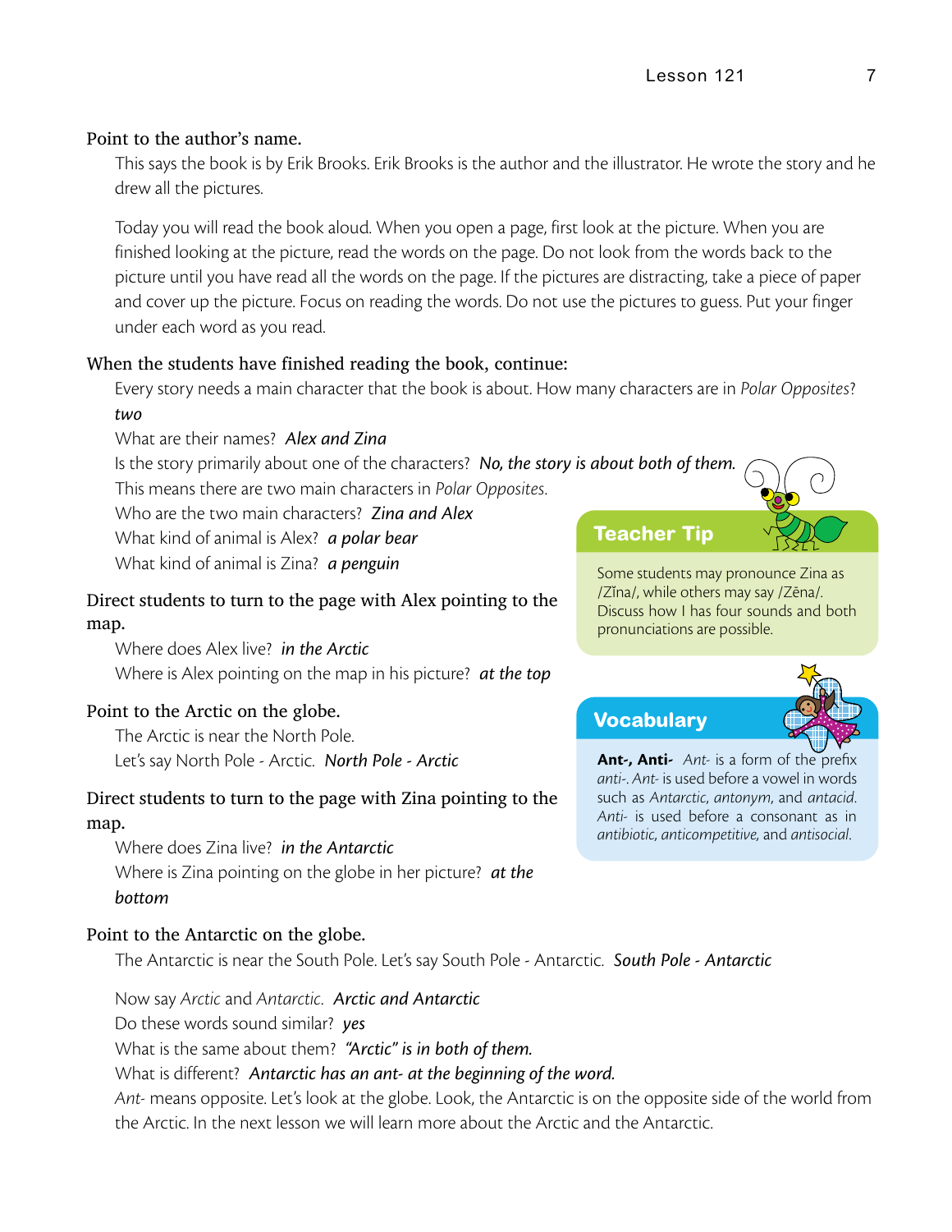Point to the author's name.

This says the book is by Erik Brooks. Erik Brooks is the author and the illustrator. He wrote the story and he drew all the pictures.

Today you will read the book aloud. When you open a page, first look at the picture. When you are finished looking at the picture, read the words on the page. Do not look from the words back to the picture until you have read all the words on the page. If the pictures are distracting, take a piece of paper and cover up the picture. Focus on reading the words. Do not use the pictures to guess. Put your finger under each word as you read.

When the students have finished reading the book, continue:

Every story needs a main character that the book is about. How many characters are in *Polar Opposites*? *two*

What are their names? *Alex and Zina*

Is the story primarily about one of the characters? *No, the story is about both of them.*

This means there are two main characters in *Polar Opposites*.

Who are the two main characters? *Zina and Alex*

What kind of animal is Alex? *a polar bear*

What kind of animal is Zina? *a penguin*

Direct students to turn to the page with Alex pointing to the map.

Where does Alex live? *in the Arctic*

Where is Alex pointing on the map in his picture? *at the top*

Point to the Arctic on the globe.

The Arctic is near the North Pole.

Let's say North Pole - Arctic. *North Pole - Arctic*

Direct students to turn to the page with Zina pointing to the map.

Where does Zina live? *in the Antarctic*

Where is Zina pointing on the globe in her picture? *at the bottom*

Point to the Antarctic on the globe.

The Antarctic is near the South Pole. Let's say South Pole - Antarctic. *South Pole - Antarctic*

Now say *Arctic* and *Antarctic*. *Arctic and Antarctic*

Do these words sound similar? *yes*

What is the same about them? *"Arctic" is in both of them.*

What is different? *Antarctic has an ant- at the beginning of the word.*

*Ant-* means opposite. Let's look at the globe. Look, the Antarctic is on the opposite side of the world from the Arctic. In the next lesson we will learn more about the Arctic and the Antarctic.

### Teacher Tip

Some students may pronounce Zina as /Zīna/, while others may say /Zēna/. Discuss how I has four sounds and both pronunciations are possible.

### Vocabulary

**Ant-, Anti-** *Ant-* is a form of the prefix *anti-*. *Ant-* is used before a vowel in words such as *Antarctic*, *antonym*, and *antacid*. *Anti-* is used before a consonant as in *antibiotic*, *anticompetitive*, and *antisocial*.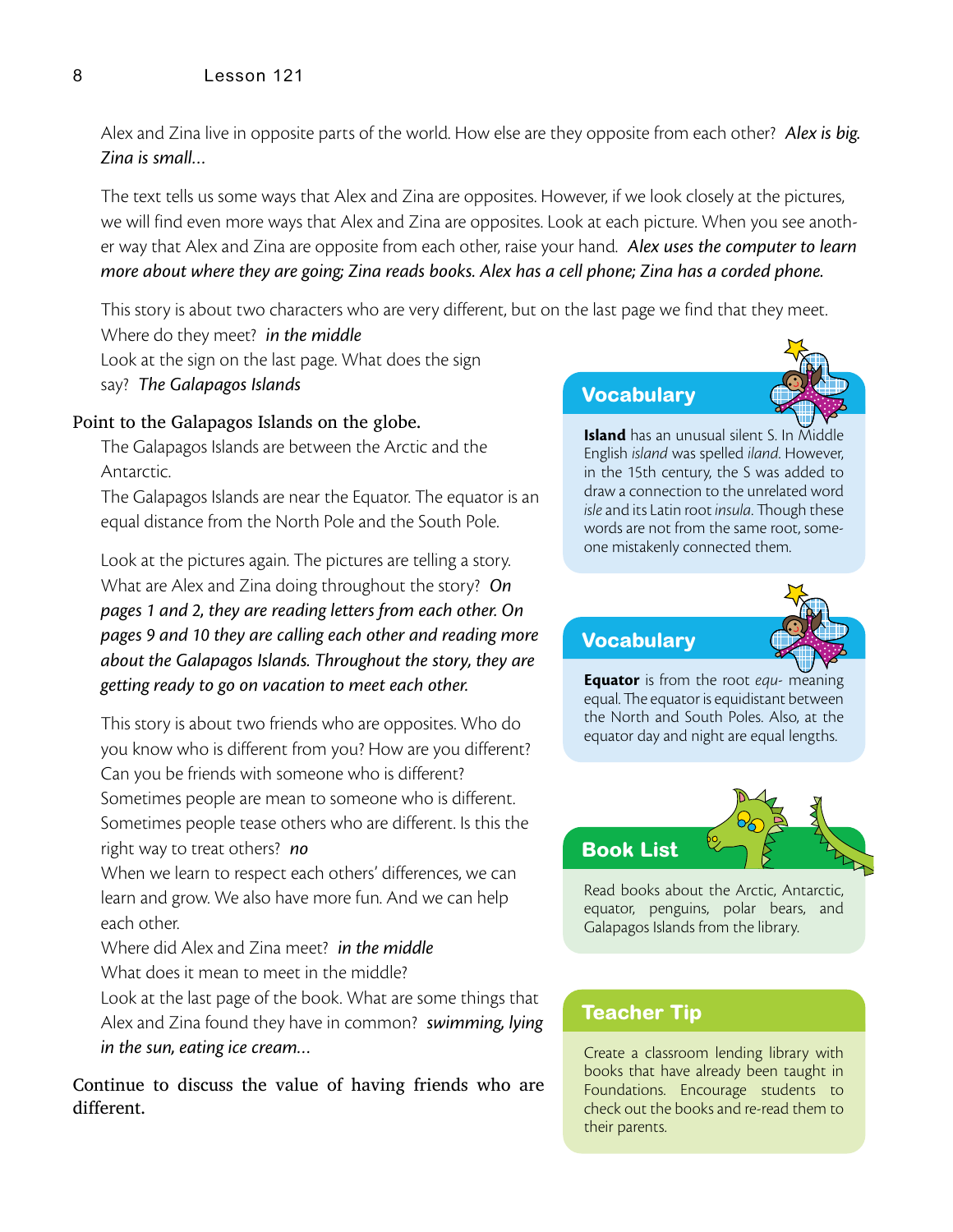Alex and Zina live in opposite parts of the world. How else are they opposite from each other? *Alex is big. Zina is small...*

The text tells us some ways that Alex and Zina are opposites. However, if we look closely at the pictures, we will find even more ways that Alex and Zina are opposites. Look at each picture. When you see another way that Alex and Zina are opposite from each other, raise your hand. *Alex uses the computer to learn more about where they are going; Zina reads books. Alex has a cell phone; Zina has a corded phone.*

This story is about two characters who are very different, but on the last page we find that they meet. Where do they meet? *in the middle*

Look at the sign on the last page. What does the sign say? *The Galapagos Islands*

Point to the Galapagos Islands on the globe.

The Galapagos Islands are between the Arctic and the Antarctic.

The Galapagos Islands are near the Equator. The equator is an equal distance from the North Pole and the South Pole.

Look at the pictures again. The pictures are telling a story. What are Alex and Zina doing throughout the story? *On pages 1 and 2, they are reading letters from each other. On pages 9 and 10 they are calling each other and reading more about the Galapagos Islands. Throughout the story, they are getting ready to go on vacation to meet each other.*

This story is about two friends who are opposites. Who do you know who is different from you? How are you different? Can you be friends with someone who is different?

Sometimes people are mean to someone who is different. Sometimes people tease others who are different. Is this the right way to treat others? *no*

When we learn to respect each others' differences, we can learn and grow. We also have more fun. And we can help each other.

Where did Alex and Zina meet? *in the middle*

What does it mean to meet in the middle?

Look at the last page of the book. What are some things that Alex and Zina found they have in common? *swimming, lying in the sun, eating ice cream...*

Continue to discuss the value of having friends who are different.

### Vocabulary

**Island** has an unusual silent S. In Middle English *island* was spelled *iland*. However, in the 15th century, the S was added to draw a connection to the unrelated word *isle* and its Latin root *insula*. Though these words are not from the same root, someone mistakenly connected them.

### Vocabulary

**Equator** is from the root *equ-* meaning equal. The equator is equidistant between the North and South Poles. Also, at the equator day and night are equal lengths.

### Book List

Read books about the Arctic, Antarctic, equator, penguins, polar bears, and Galapagos Islands from the library.

### Teacher Tip

Create a classroom lending library with books that have already been taught in Foundations. Encourage students to check out the books and re-read them to their parents.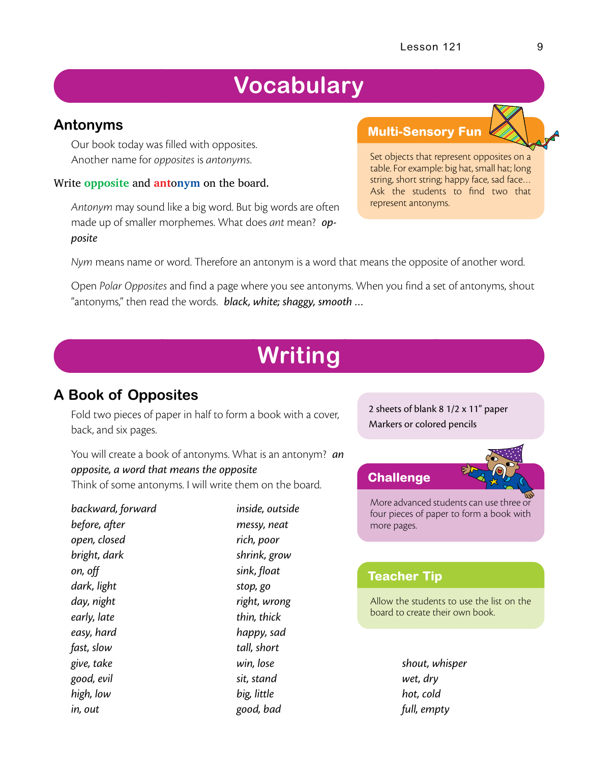# Vocabulary

## Antonyms

Our book today was filled with opposites. Another name for *opposites* is *antonyms.*

Write **opposite** and **antonym** on the board.

*Antonym* may sound like a big word. But big words are often made up of smaller morphemes. What does *ant* mean? ***opposite***

*Nym* means name or word. Therefore an antonym is a word that means the opposite of another word.

Open *Polar Opposites* and find a page where you see antonyms. When you find a set of antonyms, shout "antonyms," then read the words. ***black, white; shaggy, smooth …***

### Multi-Sensory Fun

Set objects that represent opposites on a table. For example: big hat, small hat; long string, short string; happy face, sad face… Ask the students to find two that represent antonyms.

# Writing

## A Book of Opposites

Fold two pieces of paper in half to form a book with a cover, back, and six pages.

You will create a book of antonyms. What is an antonym? ***an opposite, a word that means the opposite***

Think of some antonyms. I will write them on the board.

*backward, forward*
*before, after*
*open, closed*
*bright, dark*
*on, off*
*dark, light*
*day, night*
*early, late*
*easy, hard*
*fast, slow*
*give, take*
*good, evil*
*high, low*
*in, out*
*inside, outside*
*messy, neat*
*rich, poor*
*shrink, grow*
*sink, float*
*stop, go*
*right, wrong*
*thin, thick*
*happy, sad*
*tall, short*
*win, lose*
*sit, stand*
*big, little*
*good, bad*
*shout, whisper*
*wet, dry*
*hot, cold*
*full, empty*

2 sheets of blank 8 1/2 x 11" paper
Markers or colored pencils

### Challenge

More advanced students can use three or four pieces of paper to form a book with more pages.

### Teacher Tip

Allow the students to use the list on the board to create their own book.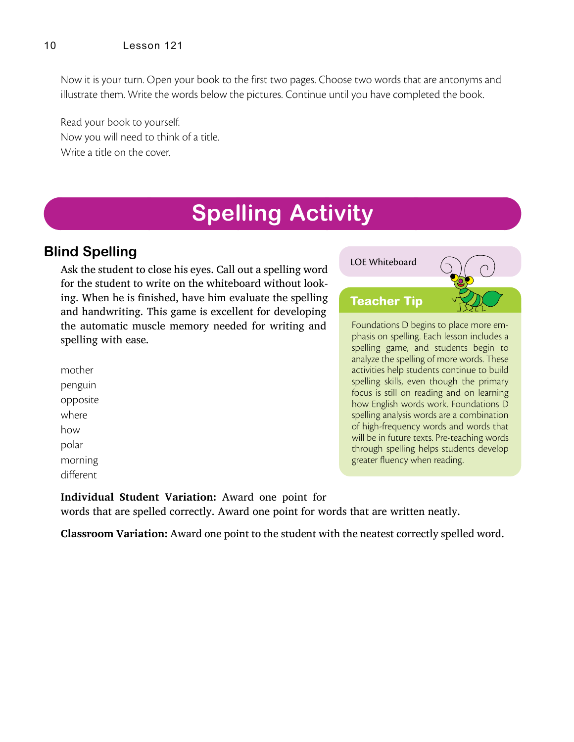Now it is your turn. Open your book to the first two pages. Choose two words that are antonyms and illustrate them. Write the words below the pictures. Continue until you have completed the book.

Read your book to yourself.
Now you will need to think of a title.
Write a title on the cover.

# Spelling Activity

## Blind Spelling

Ask the student to close his eyes. Call out a spelling word for the student to write on the whiteboard without looking. When he is finished, have him evaluate the spelling and handwriting. This game is excellent for developing the automatic muscle memory needed for writing and spelling with ease.

mother
penguin
opposite
where
how
polar
morning
different

LOE Whiteboard

**Teacher Tip**

Foundations D begins to place more emphasis on spelling. Each lesson includes a spelling game, and students begin to analyze the spelling of more words. These activities help students continue to build spelling skills, even though the primary focus is still on reading and on learning how English words work. Foundations D spelling analysis words are a combination of high-frequency words and words that will be in future texts. Pre-teaching words through spelling helps students develop greater fluency when reading.

**Individual Student Variation:** Award one point for words that are spelled correctly. Award one point for words that are written neatly.

**Classroom Variation:** Award one point to the student with the neatest correctly spelled word.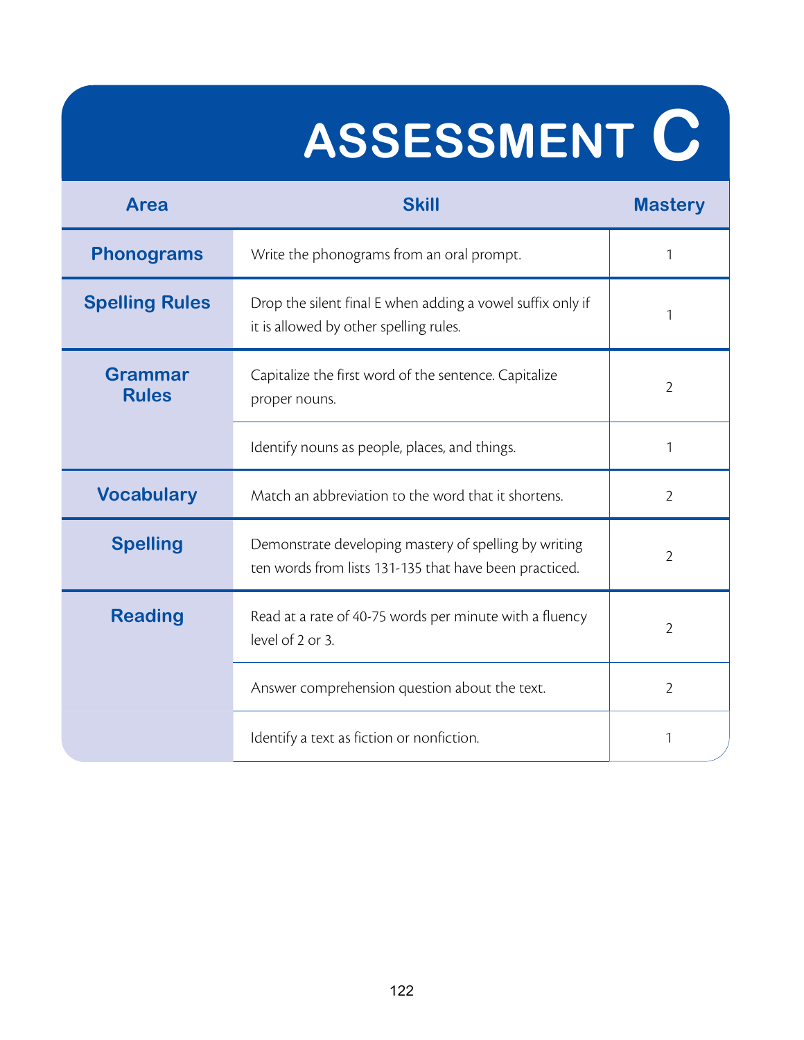# ASSESSMENT C

| Area | Skill | Mastery |
|---|---|---|
| Phonograms | Write the phonograms from an oral prompt. | 1 |
| Spelling Rules | Drop the silent final E when adding a vowel suffix only if it is allowed by other spelling rules. | 1 |
| Grammar Rules | Capitalize the first word of the sentence. Capitalize proper nouns. | 2 |
| | Identify nouns as people, places, and things. | 1 |
| Vocabulary | Match an abbreviation to the word that it shortens. | 2 |
| Spelling | Demonstrate developing mastery of spelling by writing ten words from lists 131-135 that have been practiced. | 2 |
| Reading | Read at a rate of 40-75 words per minute with a fluency level of 2 or 3. | 2 |
| | Answer comprehension question about the text. | 2 |
| | Identify a text as fiction or nonfiction. | 1 |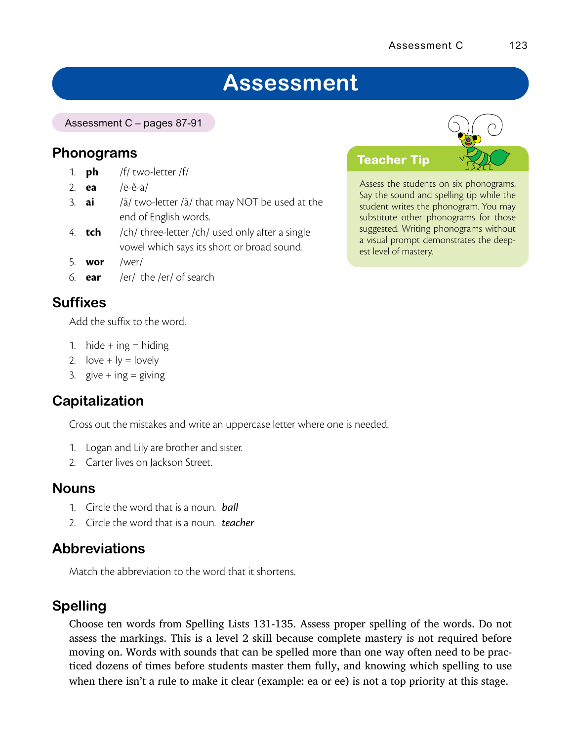# Assessment

Assessment C – pages 87-91

## Phonograms

1. **ph** /f/ two-letter /f/
2. **ea** /ē-ĕ-ā/
3. **ai** /ā/ two-letter /ā/ that may NOT be used at the end of English words.
4. **tch** /ch/ three-letter /ch/ used only after a single vowel which says its short or broad sound.
5. **wor** /wer/
6. **ear** /er/ the /er/ of search

**Teacher Tip**

Assess the students on six phonograms. Say the sound and spelling tip while the student writes the phonogram. You may substitute other phonograms for those suggested. Writing phonograms without a visual prompt demonstrates the deepest level of mastery.

## Suffixes

Add the suffix to the word.

1. hide + ing = hiding
2. love + ly = lovely
3. give + ing = giving

## Capitalization

Cross out the mistakes and write an uppercase letter where one is needed.

1. Logan and Lily are brother and sister.
2. Carter lives on Jackson Street.

## Nouns

1. Circle the word that is a noun. ***ball***
2. Circle the word that is a noun. ***teacher***

## Abbreviations

Match the abbreviation to the word that it shortens.

## Spelling

Choose ten words from Spelling Lists 131-135. Assess proper spelling of the words. Do not assess the markings. This is a level 2 skill because complete mastery is not required before moving on. Words with sounds that can be spelled more than one way often need to be practiced dozens of times before students master them fully, and knowing which spelling to use when there isn't a rule to make it clear (example: ea or ee) is not a top priority at this stage.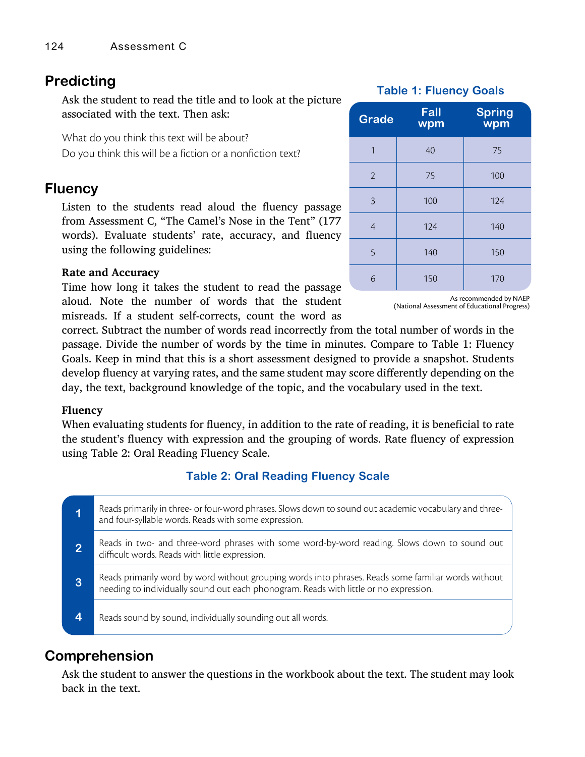## Predicting

Ask the student to read the title and to look at the picture associated with the text. Then ask:

What do you think this text will be about?
Do you think this will be a fiction or a nonfiction text?

## Fluency

Listen to the students read aloud the fluency passage from Assessment C, "The Camel's Nose in the Tent" (177 words). Evaluate students' rate, accuracy, and fluency using the following guidelines:

**Table 1: Fluency Goals**

| Grade | Fall wpm | Spring wpm |
|---|---|---|
| 1 | 40 | 75 |
| 2 | 75 | 100 |
| 3 | 100 | 124 |
| 4 | 124 | 140 |
| 5 | 140 | 150 |
| 6 | 150 | 170 |

As recommended by NAEP (National Assessment of Educational Progress)

### Rate and Accuracy

Time how long it takes the student to read the passage aloud. Note the number of words that the student misreads. If a student self-corrects, count the word as correct. Subtract the number of words read incorrectly from the total number of words in the passage. Divide the number of words by the time in minutes. Compare to Table 1: Fluency Goals. Keep in mind that this is a short assessment designed to provide a snapshot. Students develop fluency at varying rates, and the same student may score differently depending on the day, the text, background knowledge of the topic, and the vocabulary used in the text.

### Fluency

When evaluating students for fluency, in addition to the rate of reading, it is beneficial to rate the student's fluency with expression and the grouping of words. Rate fluency of expression using Table 2: Oral Reading Fluency Scale.

**Table 2: Oral Reading Fluency Scale**

| | |
|---|---|
| 1 | Reads primarily in three- or four-word phrases. Slows down to sound out academic vocabulary and three- and four-syllable words. Reads with some expression. |
| 2 | Reads in two- and three-word phrases with some word-by-word reading. Slows down to sound out difficult words. Reads with little expression. |
| 3 | Reads primarily word by word without grouping words into phrases. Reads some familiar words without needing to individually sound out each phonogram. Reads with little or no expression. |
| 4 | Reads sound by sound, individually sounding out all words. |

## Comprehension

Ask the student to answer the questions in the workbook about the text. The student may look back in the text.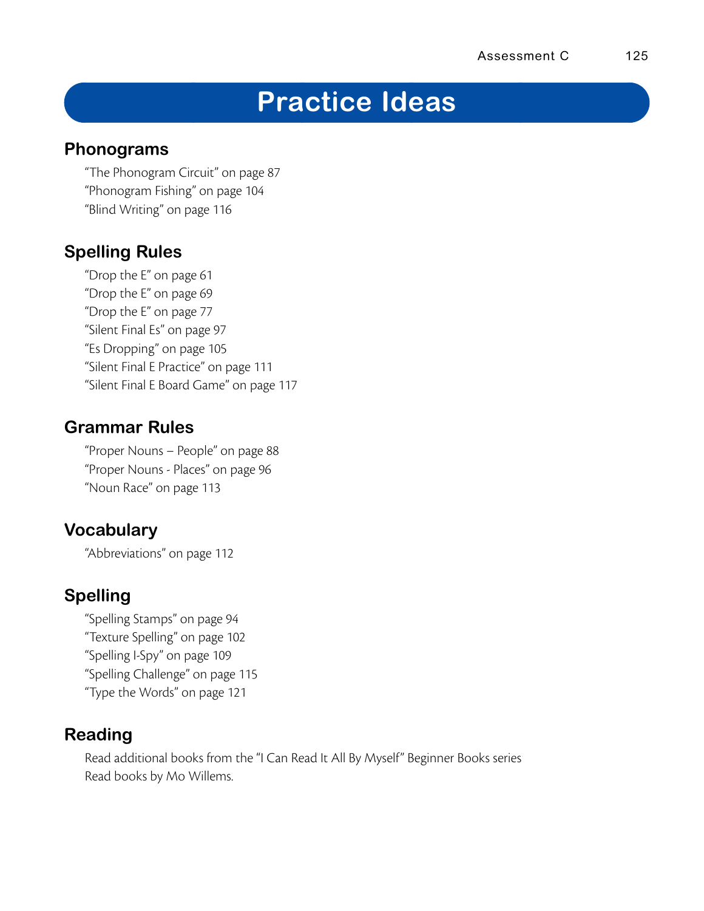# Practice Ideas

## Phonograms

"The Phonogram Circuit" on page 87
"Phonogram Fishing" on page 104
"Blind Writing" on page 116

## Spelling Rules

"Drop the E" on page 61
"Drop the E" on page 69
"Drop the E" on page 77
"Silent Final Es" on page 97
"Es Dropping" on page 105
"Silent Final E Practice" on page 111
"Silent Final E Board Game" on page 117

## Grammar Rules

"Proper Nouns – People" on page 88
"Proper Nouns - Places" on page 96
"Noun Race" on page 113

## Vocabulary

"Abbreviations" on page 112

## Spelling

"Spelling Stamps" on page 94
"Texture Spelling" on page 102
"Spelling I-Spy" on page 109
"Spelling Challenge" on page 115
"Type the Words" on page 121

## Reading

Read additional books from the "I Can Read It All By Myself" Beginner Books series
Read books by Mo Willems.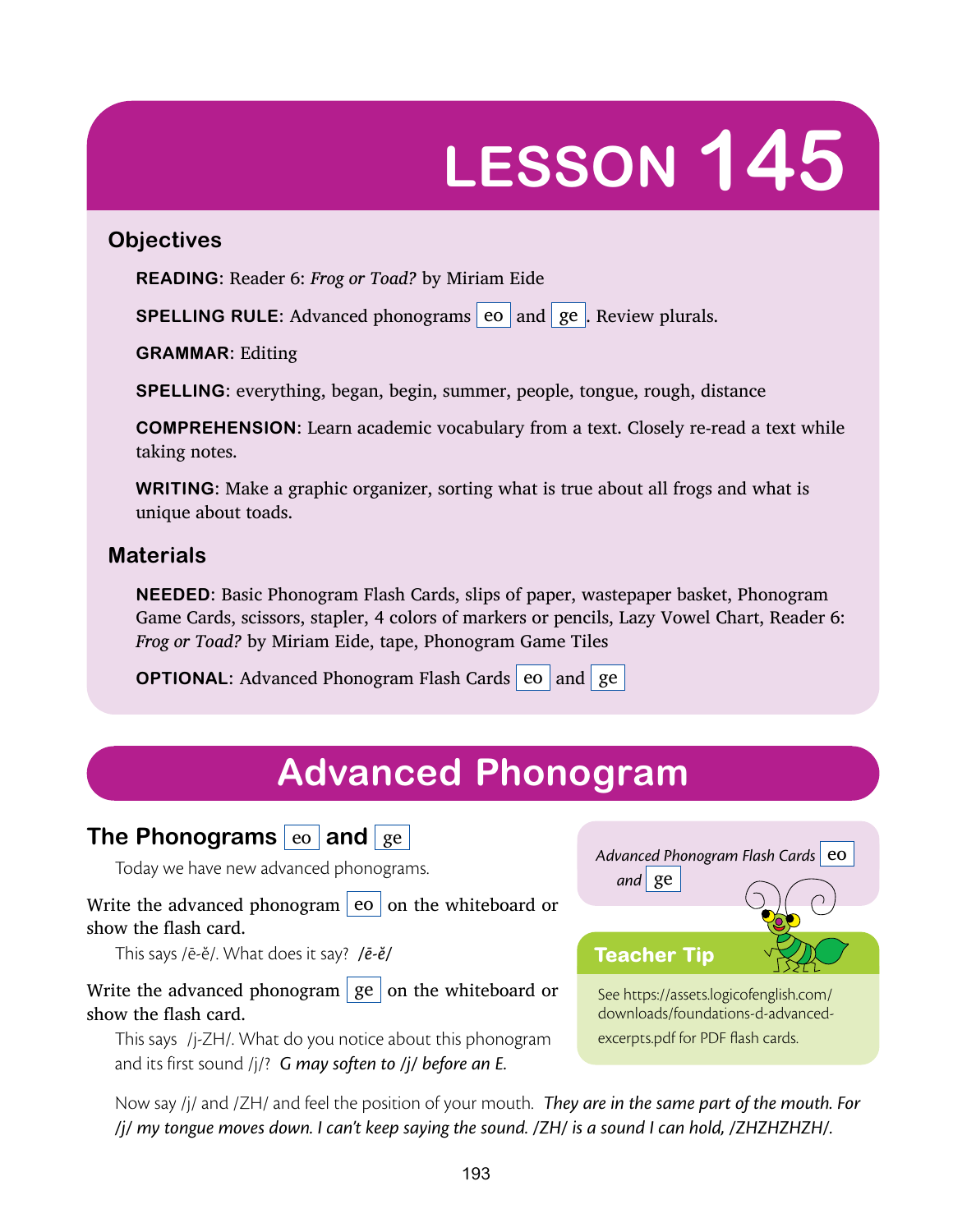# LESSON 145

## Objectives

**READING**: Reader 6: *Frog or Toad?* by Miriam Eide

**SPELLING RULE**: Advanced phonograms eo and ge. Review plurals.

**GRAMMAR**: Editing

**SPELLING**: everything, began, begin, summer, people, tongue, rough, distance

**COMPREHENSION**: Learn academic vocabulary from a text. Closely re-read a text while taking notes.

**WRITING**: Make a graphic organizer, sorting what is true about all frogs and what is unique about toads.

## Materials

**NEEDED**: Basic Phonogram Flash Cards, slips of paper, wastepaper basket, Phonogram Game Cards, scissors, stapler, 4 colors of markers or pencils, Lazy Vowel Chart, Reader 6: *Frog or Toad?* by Miriam Eide, tape, Phonogram Game Tiles

**OPTIONAL**: Advanced Phonogram Flash Cards eo and ge

# Advanced Phonogram

### The Phonograms eo and ge

Today we have new advanced phonograms.

Write the advanced phonogram eo on the whiteboard or show the flash card.

This says /ē-ĕ/. What does it say? */ē-ĕ/*

Write the advanced phonogram ge on the whiteboard or show the flash card.

This says /j-ZH/. What do you notice about this phonogram and its first sound /j/? *G may soften to /j/ before an E.*

*Advanced Phonogram Flash Cards* eo *and* ge

**Teacher Tip**

See https://assets.logicofenglish.com/downloads/foundations-d-advanced-excerpts.pdf for PDF flash cards.

Now say /j/ and /ZH/ and feel the position of your mouth. *They are in the same part of the mouth. For /j/ my tongue moves down. I can't keep saying the sound. /ZH/ is a sound I can hold, /ZHZHZHZH/.*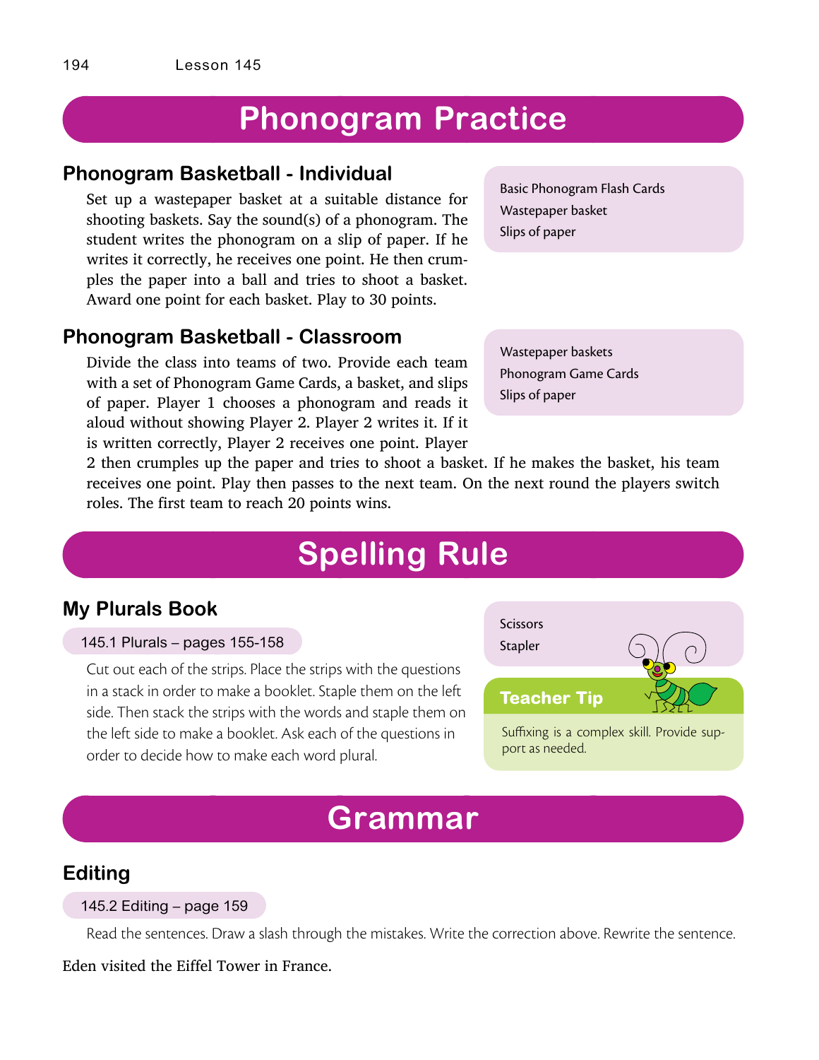# Phonogram Practice

## Phonogram Basketball - Individual

Basic Phonogram Flash Cards
Wastepaper basket
Slips of paper

Set up a wastepaper basket at a suitable distance for shooting baskets. Say the sound(s) of a phonogram. The student writes the phonogram on a slip of paper. If he writes it correctly, he receives one point. He then crumples the paper into a ball and tries to shoot a basket. Award one point for each basket. Play to 30 points.

## Phonogram Basketball - Classroom

Wastepaper baskets
Phonogram Game Cards
Slips of paper

Divide the class into teams of two. Provide each team with a set of Phonogram Game Cards, a basket, and slips of paper. Player 1 chooses a phonogram and reads it aloud without showing Player 2. Player 2 writes it. If it is written correctly, Player 2 receives one point. Player 2 then crumples up the paper and tries to shoot a basket. If he makes the basket, his team receives one point. Play then passes to the next team. On the next round the players switch roles. The first team to reach 20 points wins.

# Spelling Rule

## My Plurals Book

Scissors
Stapler

145.1 Plurals – pages 155-158

Cut out each of the strips. Place the strips with the questions in a stack in order to make a booklet. Staple them on the left side. Then stack the strips with the words and staple them on the left side to make a booklet. Ask each of the questions in order to decide how to make each word plural.

**Teacher Tip**

Suffixing is a complex skill. Provide support as needed.

# Grammar

## Editing

145.2 Editing – page 159

Read the sentences. Draw a slash through the mistakes. Write the correction above. Rewrite the sentence.

Eden visited the Eiffel Tower in France.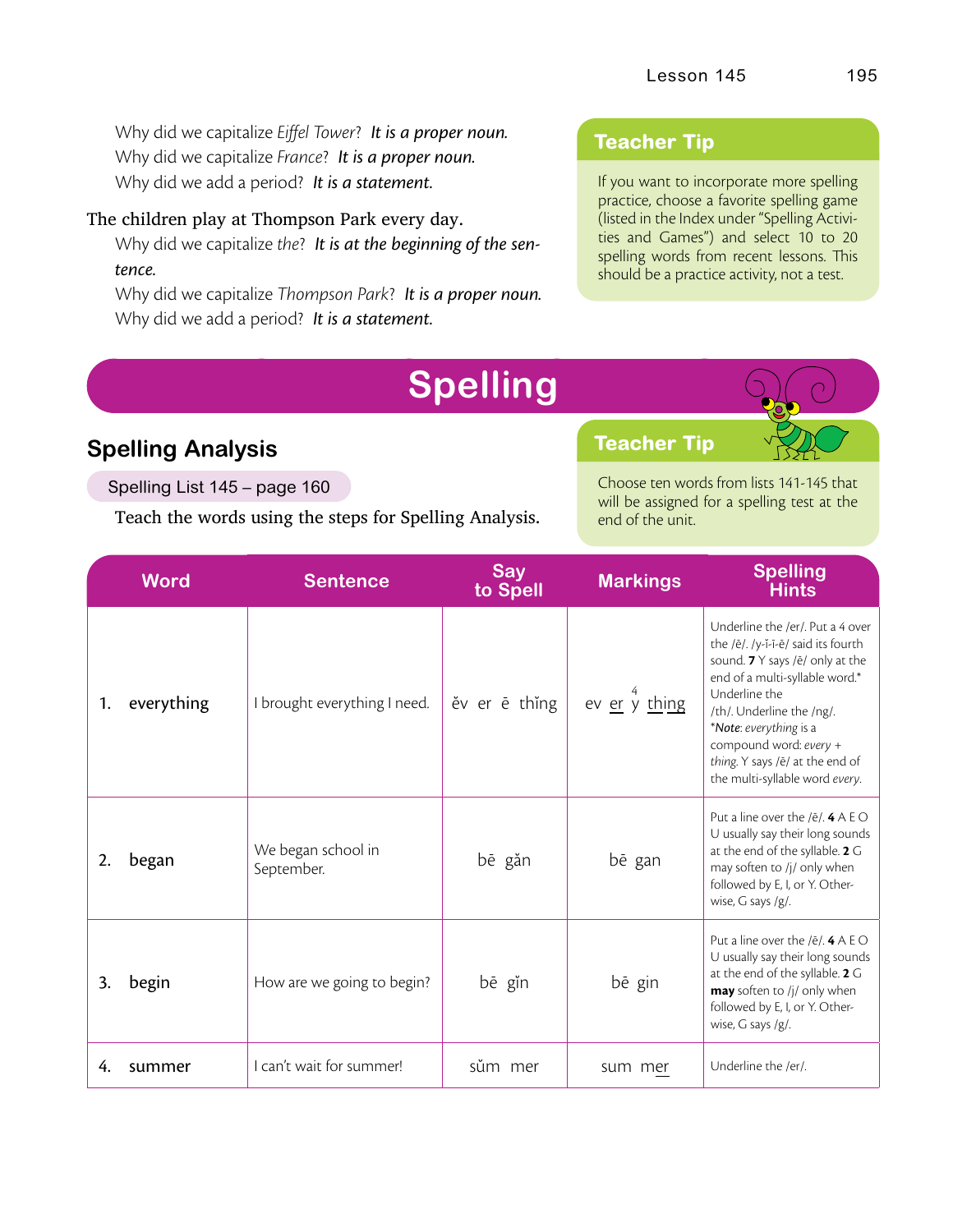Why did we capitalize *Eiffel Tower*? ***It is a proper noun.***
Why did we capitalize *France*? ***It is a proper noun.***
Why did we add a period? ***It is a statement.***

The children play at Thompson Park every day.

Why did we capitalize *the*? ***It is at the beginning of the sentence.***
Why did we capitalize *Thompson Park*? ***It is a proper noun.***
Why did we add a period? ***It is a statement.***

### Teacher Tip

If you want to incorporate more spelling practice, choose a favorite spelling game (listed in the Index under "Spelling Activities and Games") and select 10 to 20 spelling words from recent lessons. This should be a practice activity, not a test.

# Spelling

## Spelling Analysis

Spelling List 145 – page 160

Teach the words using the steps for Spelling Analysis.

### Teacher Tip

Choose ten words from lists 141-145 that will be assigned for a spelling test at the end of the unit.

| Word | Sentence | Say to Spell | Markings | Spelling Hints |
|---|---|---|---|---|
| 1. everything | I brought everything I need. | ĕv er ē thĭng | ev <u>er</u> y[4] <u>thing</u> | Underline the /er/. Put a 4 over the /ē/. /y-ī-ī-ē/ said its fourth sound. **7** Y says /ē/ only at the end of a multi-syllable word.* Underline the /th/. Underline the /ng/. *Note: *everything* is a compound word: *every* + *thing*. Y says /ē/ at the end of the multi-syllable word *every*. |
| 2. began | We began school in September. | bē găn | bē gan | Put a line over the /ē/. **4** A E O U usually say their long sounds at the end of the syllable. **2** G may soften to /j/ only when followed by E, I, or Y. Otherwise, G says /g/. |
| 3. begin | How are we going to begin? | bē gĭn | bē gin | Put a line over the /ē/. **4** A E O U usually say their long sounds at the end of the syllable. **2** G **may** soften to /j/ only when followed by E, I, or Y. Otherwise, G says /g/. |
| 4. summer | I can't wait for summer! | sŭm mer | sum <u>mer</u> | Underline the /er/. |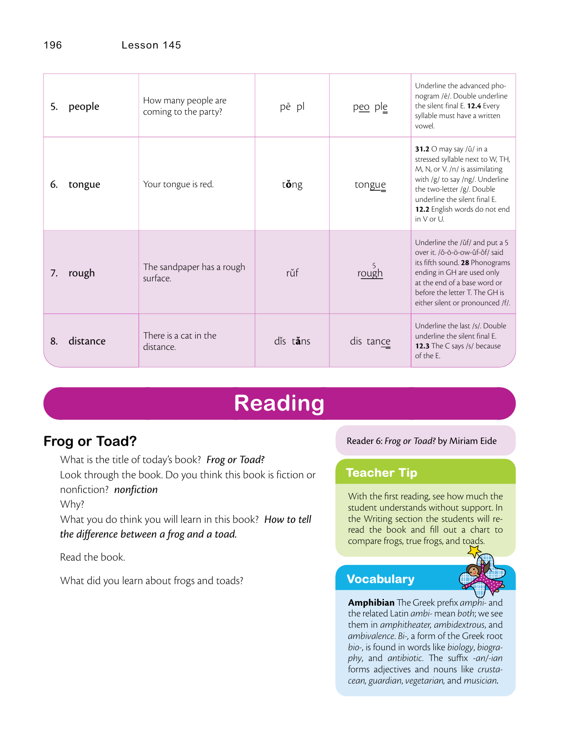| | | | | |
|---|---|---|---|---|
| 5. people | How many people are coming to the party? | pē pl | peo ple | Underline the advanced phonogram /ē/. Double underline the silent final E. **12.4** Every syllable must have a written vowel. |
| 6. tongue | Your tongue is red. | tŏng | tongue | **31.2** O may say /ŭ/ in a stressed syllable next to W, TH, M, N, or V. /n/ is assimilating with /g/ to say /ng/. Underline the two-letter /g/. Double underline the silent final E. **12.2** English words do not end in V or U. |
| 7. rough | The sandpaper has a rough surface. | rŭf | rough (5) | Underline the /ŭf/ and put a 5 over it. /ō-ō-ö-ow-ŭf-ŏf/ said its fifth sound. **28** Phonograms ending in GH are used only at the end of a base word or before the letter T. The GH is either silent or pronounced /f/. |
| 8. distance | There is a cat in the distance. | dĭs tăns | dis tance | Underline the last /s/. Double underline the silent final E. **12.3** The C says /s/ because of the E. |

# Reading

## Frog or Toad?

What is the title of today's book? *Frog or Toad?*

Look through the book. Do you think this book is fiction or nonfiction? *nonfiction*

Why?

What you do think you will learn in this book? *How to tell the difference between a frog and a toad.*

Read the book.

What did you learn about frogs and toads?

Reader 6: *Frog or Toad?* by Miriam Eide

### Teacher Tip

With the first reading, see how much the student understands without support. In the Writing section the students will re-read the book and fill out a chart to compare frogs, true frogs, and toads.

### Vocabulary

**Amphibian** The Greek prefix *amphi-* and the related Latin *ambi-* mean *both*; we see them in *amphitheater, ambidextrous*, and *ambivalence*. *Bi-*, a form of the Greek root *bio-*, is found in words like *biology, biography*, and *antibiotic*. The suffix *-an/-ian* forms adjectives and nouns like *crustacean, guardian, vegetarian*, and *musician*.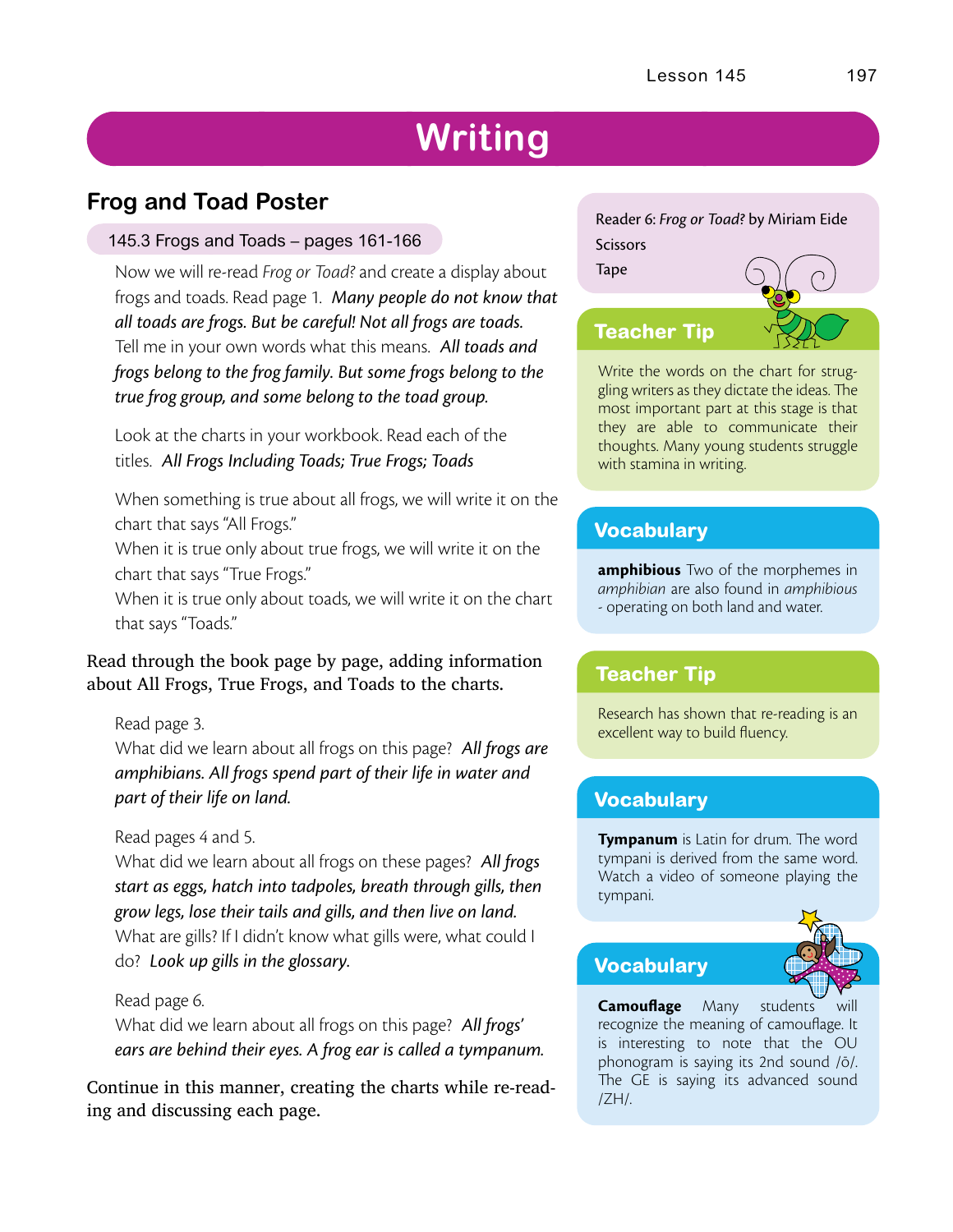# Writing

## Frog and Toad Poster

### 145.3 Frogs and Toads – pages 161-166

Now we will re-read *Frog or Toad?* and create a display about frogs and toads. Read page 1. *Many people do not know that all toads are frogs. But be careful! Not all frogs are toads.* Tell me in your own words what this means. *All toads and frogs belong to the frog family. But some frogs belong to the true frog group, and some belong to the toad group.*

Look at the charts in your workbook. Read each of the titles. *All Frogs Including Toads; True Frogs; Toads*

When something is true about all frogs, we will write it on the chart that says "All Frogs."
When it is true only about true frogs, we will write it on the chart that says "True Frogs."
When it is true only about toads, we will write it on the chart that says "Toads."

Read through the book page by page, adding information about All Frogs, True Frogs, and Toads to the charts.

Read page 3.
What did we learn about all frogs on this page? *All frogs are amphibians. All frogs spend part of their life in water and part of their life on land.*

Read pages 4 and 5.
What did we learn about all frogs on these pages? *All frogs start as eggs, hatch into tadpoles, breath through gills, then grow legs, lose their tails and gills, and then live on land.*
What are gills? If I didn't know what gills were, what could I do? *Look up gills in the glossary.*

Read page 6.
What did we learn about all frogs on this page? *All frogs' ears are behind their eyes. A frog ear is called a tympanum.*

Continue in this manner, creating the charts while re-reading and discussing each page.

Reader 6: *Frog or Toad?* by Miriam Eide
Scissors
Tape

**Teacher Tip**

Write the words on the chart for struggling writers as they dictate the ideas. The most important part at this stage is that they are able to communicate their thoughts. Many young students struggle with stamina in writing.

**Vocabulary**

**amphibious** Two of the morphemes in *amphibian* are also found in *amphibious* - operating on both land and water.

**Teacher Tip**

Research has shown that re-reading is an excellent way to build fluency.

**Vocabulary**

**Tympanum** is Latin for drum. The word tympani is derived from the same word. Watch a video of someone playing the tympani.

**Vocabulary**

**Camouflage** Many students will recognize the meaning of camouflage. It is interesting to note that the OU phonogram is saying its 2nd sound /ō/. The GE is saying its advanced sound /ZH/.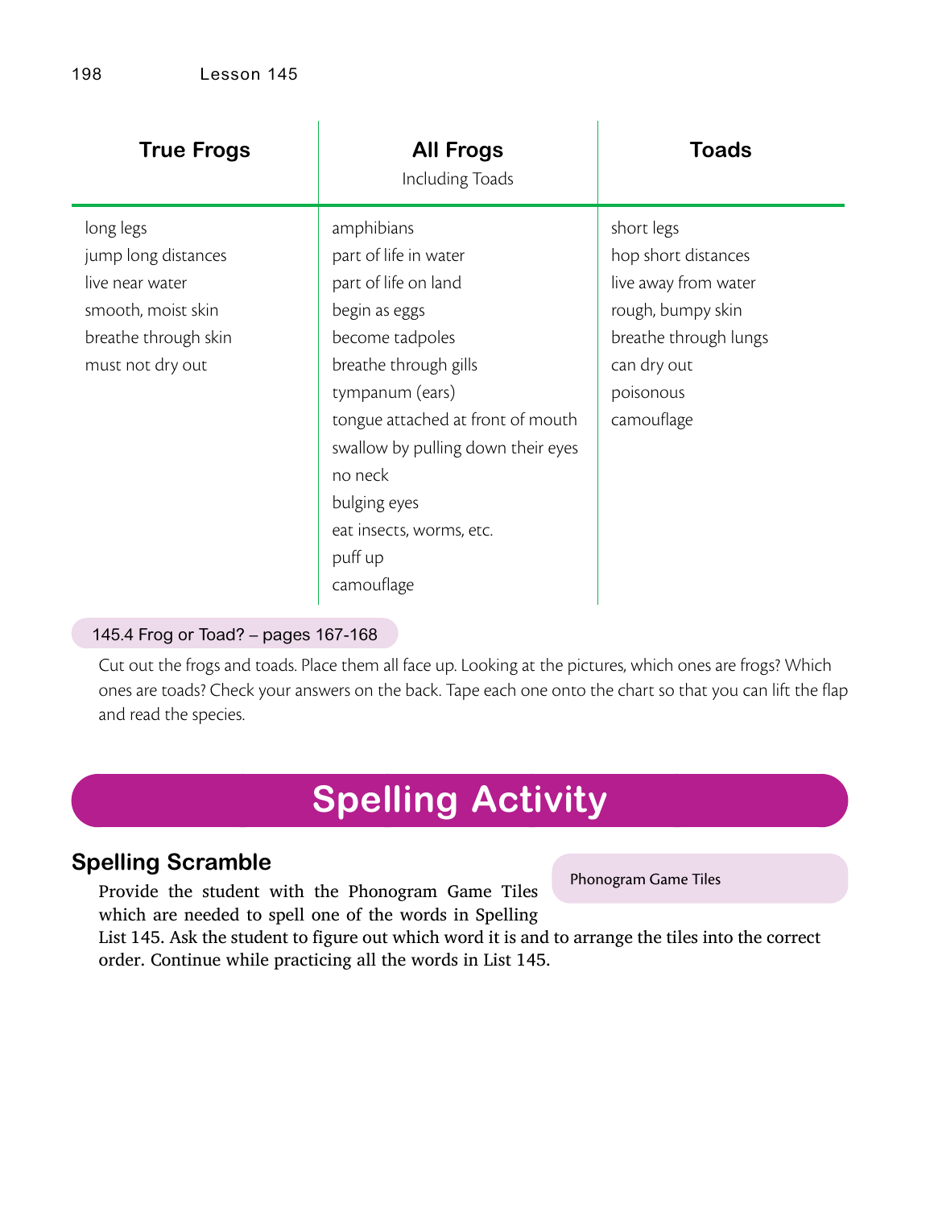| True Frogs | All Frogs<br>Including Toads | Toads |
|---|---|---|
| long legs | amphibians | short legs |
| jump long distances | part of life in water | hop short distances |
| live near water | part of life on land | live away from water |
| smooth, moist skin | begin as eggs | rough, bumpy skin |
| breathe through skin | become tadpoles | breathe through lungs |
| must not dry out | breathe through gills | can dry out |
| | tympanum (ears) | poisonous |
| | tongue attached at front of mouth | camouflage |
| | swallow by pulling down their eyes | |
| | no neck | |
| | bulging eyes | |
| | eat insects, worms, etc. | |
| | puff up | |
| | camouflage | |

145.4 Frog or Toad? – pages 167-168

Cut out the frogs and toads. Place them all face up. Looking at the pictures, which ones are frogs? Which ones are toads? Check your answers on the back. Tape each one onto the chart so that you can lift the flap and read the species.

# Spelling Activity

## Spelling Scramble

Phonogram Game Tiles

Provide the student with the Phonogram Game Tiles which are needed to spell one of the words in Spelling List 145. Ask the student to figure out which word it is and to arrange the tiles into the correct order. Continue while practicing all the words in List 145.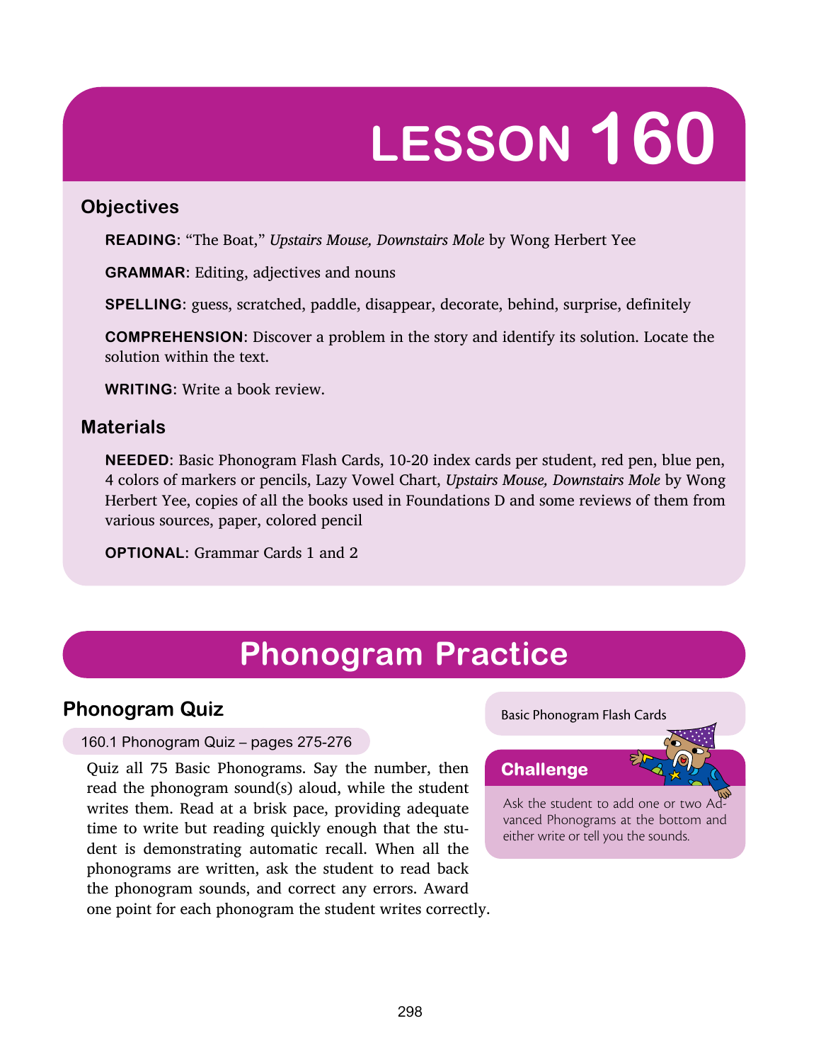# LESSON 160

## Objectives

**READING**: "The Boat," *Upstairs Mouse, Downstairs Mole* by Wong Herbert Yee

**GRAMMAR**: Editing, adjectives and nouns

**SPELLING**: guess, scratched, paddle, disappear, decorate, behind, surprise, definitely

**COMPREHENSION**: Discover a problem in the story and identify its solution. Locate the solution within the text.

**WRITING**: Write a book review.

## Materials

**NEEDED**: Basic Phonogram Flash Cards, 10-20 index cards per student, red pen, blue pen, 4 colors of markers or pencils, Lazy Vowel Chart, *Upstairs Mouse, Downstairs Mole* by Wong Herbert Yee, copies of all the books used in Foundations D and some reviews of them from various sources, paper, colored pencil

**OPTIONAL**: Grammar Cards 1 and 2

# Phonogram Practice

## Phonogram Quiz

160.1 Phonogram Quiz – pages 275-276

Quiz all 75 Basic Phonograms. Say the number, then read the phonogram sound(s) aloud, while the student writes them. Read at a brisk pace, providing adequate time to write but reading quickly enough that the student is demonstrating automatic recall. When all the phonograms are written, ask the student to read back the phonogram sounds, and correct any errors. Award one point for each phonogram the student writes correctly.

Basic Phonogram Flash Cards

**Challenge**

Ask the student to add one or two Advanced Phonograms at the bottom and either write or tell you the sounds.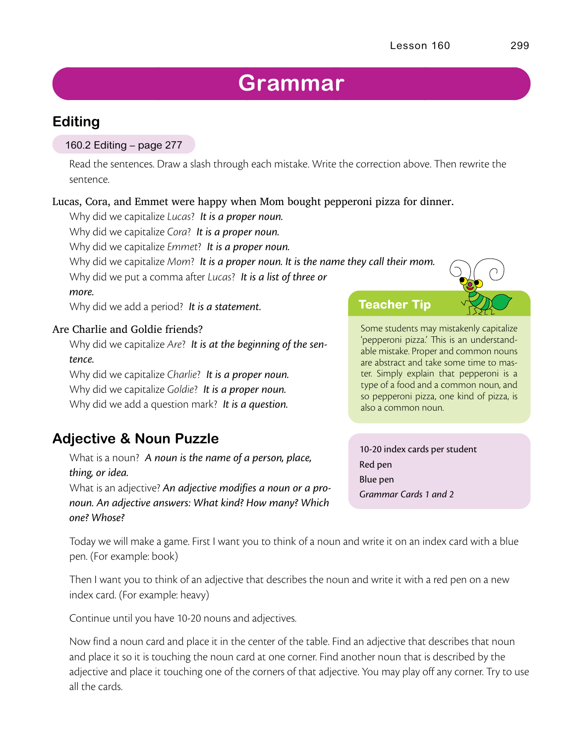# Grammar

## Editing

160.2 Editing – page 277

Read the sentences. Draw a slash through each mistake. Write the correction above. Then rewrite the sentence.

Lucas, Cora, and Emmet were happy when Mom bought pepperoni pizza for dinner.

Why did we capitalize *Lucas*? ***It is a proper noun.***

Why did we capitalize *Cora*? ***It is a proper noun.***

Why did we capitalize *Emmet*? ***It is a proper noun.***

Why did we capitalize *Mom*? ***It is a proper noun. It is the name they call their mom.***

Why did we put a comma after *Lucas*? ***It is a list of three or more.***

Why did we add a period? ***It is a statement.***

Are Charlie and Goldie friends?

Why did we capitalize *Are*? ***It is at the beginning of the sentence.***

Why did we capitalize *Charlie*? ***It is a proper noun.***

Why did we capitalize *Goldie*? ***It is a proper noun.***

Why did we add a question mark? ***It is a question.***

**Teacher Tip**

Some students may mistakenly capitalize 'pepperoni pizza.' This is an understandable mistake. Proper and common nouns are abstract and take some time to master. Simply explain that pepperoni is a type of a food and a common noun, and so pepperoni pizza, one kind of pizza, is also a common noun.

## Adjective & Noun Puzzle

What is a noun? ***A noun is the name of a person, place, thing, or idea.***

What is an adjective? ***An adjective modifies a noun or a pronoun. An adjective answers: What kind? How many? Which one? Whose?***

10-20 index cards per student
Red pen
Blue pen
*Grammar Cards 1 and 2*

Today we will make a game. First I want you to think of a noun and write it on an index card with a blue pen. (For example: book)

Then I want you to think of an adjective that describes the noun and write it with a red pen on a new index card. (For example: heavy)

Continue until you have 10-20 nouns and adjectives.

Now find a noun card and place it in the center of the table. Find an adjective that describes that noun and place it so it is touching the noun card at one corner. Find another noun that is described by the adjective and place it touching one of the corners of that adjective. You may play off any corner. Try to use all the cards.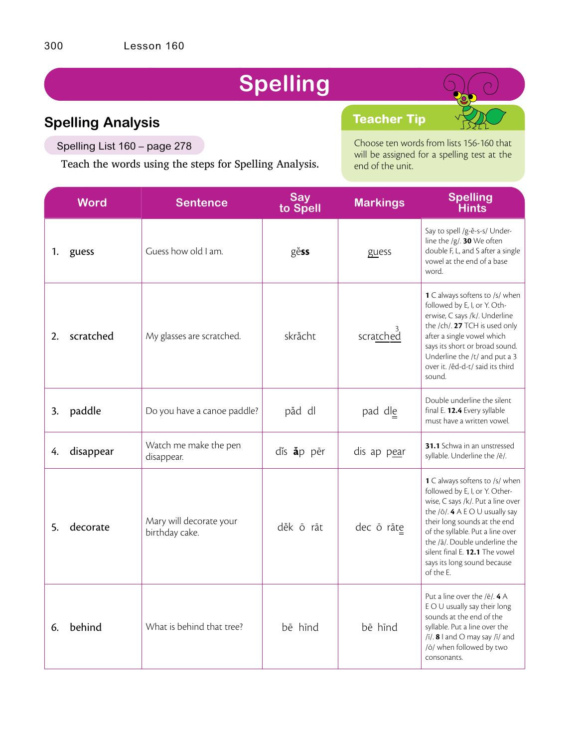# Spelling

## Spelling Analysis

Spelling List 160 – page 278

Teach the words using the steps for Spelling Analysis.

**Teacher Tip**

Choose ten words from lists 156-160 that will be assigned for a spelling test at the end of the unit.

| Word | Sentence | Say to Spell | Markings | Spelling Hints |
|---|---|---|---|---|
| 1. guess | Guess how old I am. | gĕ**ss** | guess | Say to spell /g-ĕ-s-s/ Underline the /g/. **30** We often double F, L, and S after a single vowel at the end of a base word. |
| 2. scratched | My glasses are scratched. | skrăcht | scratched (3 over d) | **1** C always softens to /s/ when followed by E, I, or Y. Otherwise, C says /k/. Underline the /ch/. **27** TCH is used only after a single vowel which says its short or broad sound. Underline the /t/ and put a 3 over it. /ĕd-d-t/ said its third sound. |
| 3. paddle | Do you have a canoe paddle? | păd dl | pad dle | Double underline the silent final E. **12.4** Every syllable must have a written vowel. |
| 4. disappear | Watch me make the pen disappear. | dĭs **ă**p pēr | dis ap pear | **31.1** Schwa in an unstressed syllable. Underline the /ē/. |
| 5. decorate | Mary will decorate your birthday cake. | dĕk ō rāt | dec ō rāte | **1** C always softens to /s/ when followed by E, I, or Y. Otherwise, C says /k/. Put a line over the /ō/. **4** A E O U usually say their long sounds at the end of the syllable. Put a line over the /ā/. Double underline the silent final E. **12.1** The vowel says its long sound because of the E. |
| 6. behind | What is behind that tree? | bē hīnd | bē hīnd | Put a line over the /ē/. **4** A E O U usually say their long sounds at the end of the syllable. Put a line over the /ī/. **8** I and O may say /ī/ and /ō/ when followed by two consonants. |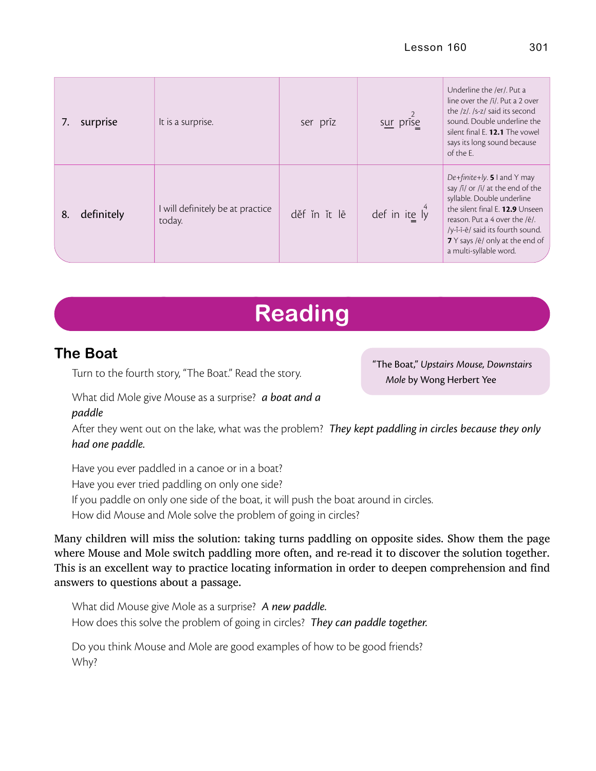| | | | | |
|---|---|---|---|---|
| 7. surprise | It is a surprise. | ser prīz | sur prise (sur underlined; 2 over s; e double underlined) | Underline the /er/. Put a line over the /ī/. Put a 2 over the /z/. /s-z/ said its second sound. Double underline the silent final E. **12.1** The vowel says its long sound because of the E. |
| 8. definitely | I will definitely be at practice today. | dĕf ĭn ĭt lē | def in ite ly (e double underlined; 4 over y) | *De+finite+ly.* **5** I and Y may say /ĭ/ or /ī/ at the end of the syllable. Double underline the silent final E. **12.9** Unseen reason. Put a 4 over the /ē/. /y-ĭ-ī-ē/ said its fourth sound. **7** Y says /ē/ only at the end of a multi-syllable word. |

# Reading

## The Boat

> "The Boat," *Upstairs Mouse, Downstairs Mole* by Wong Herbert Yee

Turn to the fourth story, "The Boat." Read the story.

What did Mole give Mouse as a surprise? ***a boat and a paddle***

After they went out on the lake, what was the problem? ***They kept paddling in circles because they only had one paddle.***

Have you ever paddled in a canoe or in a boat?
Have you ever tried paddling on only one side?
If you paddle on only one side of the boat, it will push the boat around in circles.
How did Mouse and Mole solve the problem of going in circles?

Many children will miss the solution: taking turns paddling on opposite sides. Show them the page where Mouse and Mole switch paddling more often, and re-read it to discover the solution together. This is an excellent way to practice locating information in order to deepen comprehension and find answers to questions about a passage.

What did Mouse give Mole as a surprise? ***A new paddle.***
How does this solve the problem of going in circles? ***They can paddle together.***

Do you think Mouse and Mole are good examples of how to be good friends?
Why?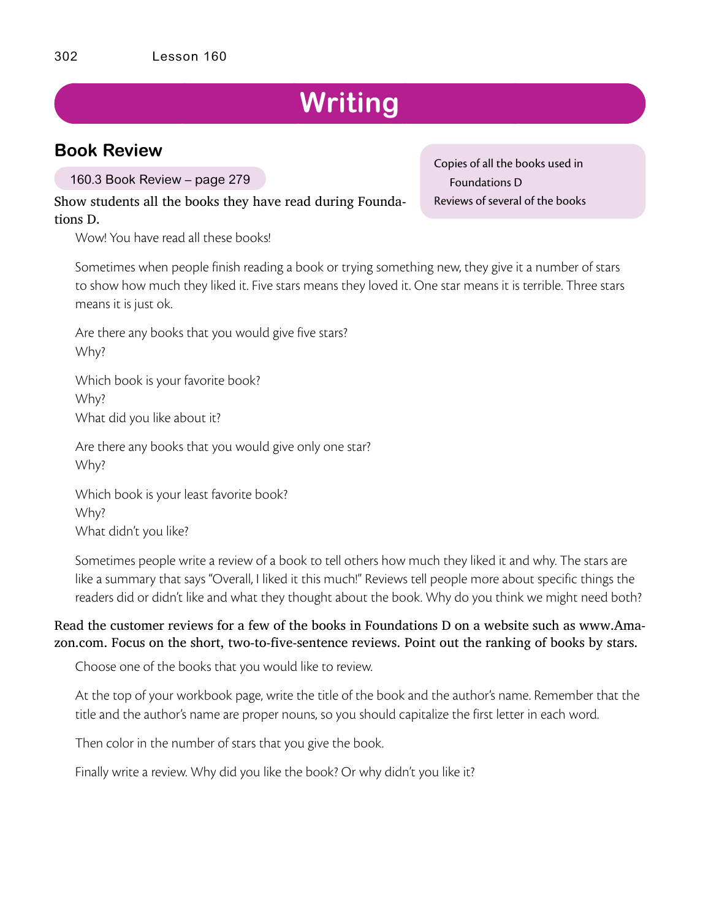# Writing

## Book Review

160.3 Book Review – page 279

Copies of all the books used in Foundations D
Reviews of several of the books

**Show students all the books they have read during Foundations D.**

Wow! You have read all these books!

Sometimes when people finish reading a book or trying something new, they give it a number of stars to show how much they liked it. Five stars means they loved it. One star means it is terrible. Three stars means it is just ok.

Are there any books that you would give five stars?
Why?

Which book is your favorite book?
Why?
What did you like about it?

Are there any books that you would give only one star?
Why?

Which book is your least favorite book?
Why?
What didn't you like?

Sometimes people write a review of a book to tell others how much they liked it and why. The stars are like a summary that says "Overall, I liked it this much!" Reviews tell people more about specific things the readers did or didn't like and what they thought about the book. Why do you think we might need both?

**Read the customer reviews for a few of the books in Foundations D on a website such as www.Amazon.com. Focus on the short, two-to-five-sentence reviews. Point out the ranking of books by stars.**

Choose one of the books that you would like to review.

At the top of your workbook page, write the title of the book and the author's name. Remember that the title and the author's name are proper nouns, so you should capitalize the first letter in each word.

Then color in the number of stars that you give the book.

Finally write a review. Why did you like the book? Or why didn't you like it?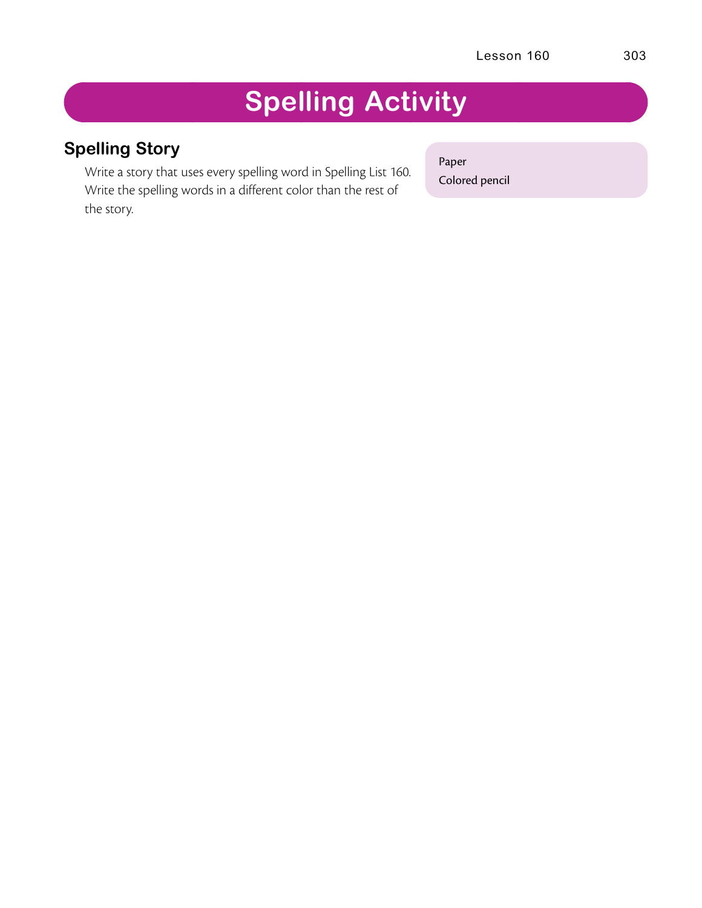# Spelling Activity

## Spelling Story

Write a story that uses every spelling word in Spelling List 160. Write the spelling words in a different color than the rest of the story.

Paper
Colored pencil